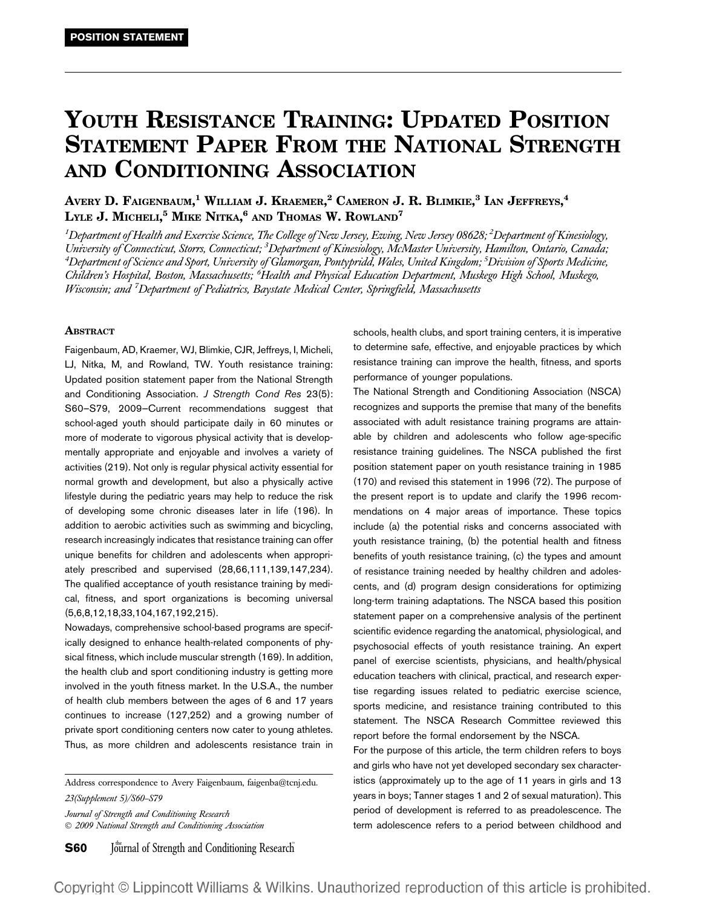POSITION STATEMENT

# Youth Resistance Training: Updated Position Statement Paper From the National Strength and Conditioning Association

Avery D. Faigenbaum,[1] William J. Kraemer,[2] Cameron J. R. Blimkie,[3] Ian Jeffreys,[4] Lyle J. Micheli,[5] Mike Nitka,[6] and Thomas W. Rowland[7]

[1]*Department of Health and Exercise Science, The College of New Jersey, Ewing, New Jersey 08628;* [2]*Department of Kinesiology, University of Connecticut, Storrs, Connecticut;* [3]*Department of Kinesiology, McMaster University, Hamilton, Ontario, Canada;* [4]*Department of Science and Sport, University of Glamorgan, Pontypridd, Wales, United Kingdom;* [5]*Division of Sports Medicine, Children's Hospital, Boston, Massachusetts;* [6]*Health and Physical Education Department, Muskego High School, Muskego, Wisconsin; and* [7]*Department of Pediatrics, Baystate Medical Center, Springfield, Massachusetts*

## Abstract

Faigenbaum, AD, Kraemer, WJ, Blimkie, CJR, Jeffreys, I, Micheli, LJ, Nitka, M, and Rowland, TW. Youth resistance training: Updated position statement paper from the National Strength and Conditioning Association. *J Strength Cond Res* 23(5): S60–S79, 2009—Current recommendations suggest that school-aged youth should participate daily in 60 minutes or more of moderate to vigorous physical activity that is developmentally appropriate and enjoyable and involves a variety of activities (219). Not only is regular physical activity essential for normal growth and development, but also a physically active lifestyle during the pediatric years may help to reduce the risk of developing some chronic diseases later in life (196). In addition to aerobic activities such as swimming and bicycling, research increasingly indicates that resistance training can offer unique benefits for children and adolescents when appropriately prescribed and supervised (28,66,111,139,147,234). The qualified acceptance of youth resistance training by medical, fitness, and sport organizations is becoming universal (5,6,8,12,18,33,104,167,192,215).

Nowadays, comprehensive school-based programs are specifically designed to enhance health-related components of physical fitness, which include muscular strength (169). In addition, the health club and sport conditioning industry is getting more involved in the youth fitness market. In the U.S.A., the number of health club members between the ages of 6 and 17 years continues to increase (127,252) and a growing number of private sport conditioning centers now cater to young athletes. Thus, as more children and adolescents resistance train in schools, health clubs, and sport training centers, it is imperative to determine safe, effective, and enjoyable practices by which resistance training can improve the health, fitness, and sports performance of younger populations.

The National Strength and Conditioning Association (NSCA) recognizes and supports the premise that many of the benefits associated with adult resistance training programs are attainable by children and adolescents who follow age-specific resistance training guidelines. The NSCA published the first position statement paper on youth resistance training in 1985 (170) and revised this statement in 1996 (72). The purpose of the present report is to update and clarify the 1996 recommendations on 4 major areas of importance. These topics include (a) the potential risks and concerns associated with youth resistance training, (b) the potential health and fitness benefits of youth resistance training, (c) the types and amount of resistance training needed by healthy children and adolescents, and (d) program design considerations for optimizing long-term training adaptations. The NSCA based this position statement paper on a comprehensive analysis of the pertinent scientific evidence regarding the anatomical, physiological, and psychosocial effects of youth resistance training. An expert panel of exercise scientists, physicians, and health/physical education teachers with clinical, practical, and research expertise regarding issues related to pediatric exercise science, sports medicine, and resistance training contributed to this statement. The NSCA Research Committee reviewed this report before the formal endorsement by the NSCA.

For the purpose of this article, the term children refers to boys and girls who have not yet developed secondary sex characteristics (approximately up to the age of 11 years in girls and 13 years in boys; Tanner stages 1 and 2 of sexual maturation). This period of development is referred to as preadolescence. The term adolescence refers to a period between childhood and

---

Address correspondence to Avery Faigenbaum, faigenba@tcnj.edu.

*23(Supplement 5)/S60–S79*

*Journal of Strength and Conditioning Research*
*© 2009 National Strength and Conditioning Association*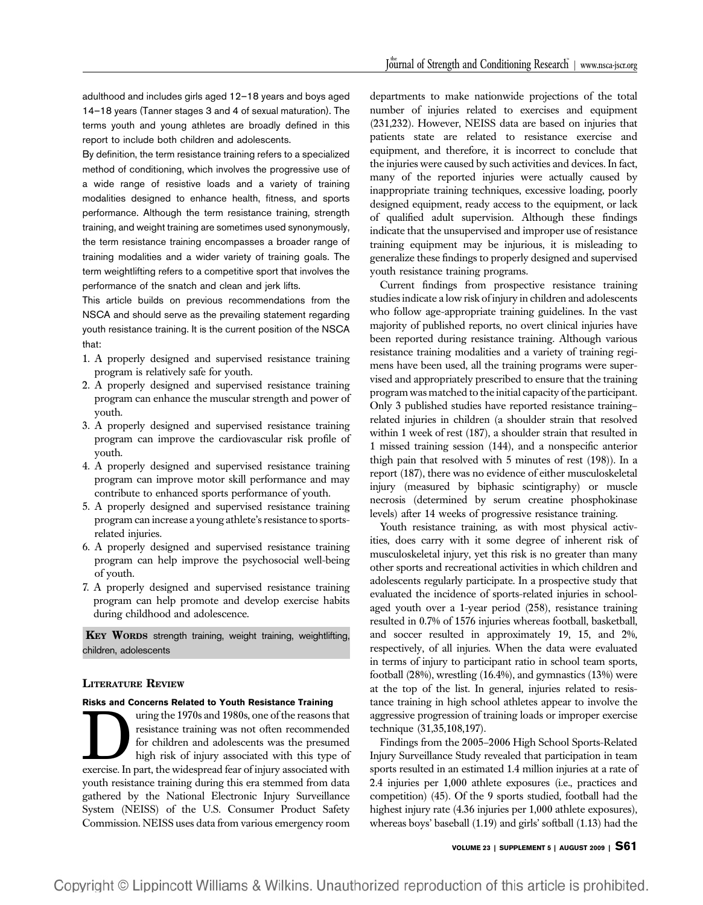adulthood and includes girls aged 12–18 years and boys aged 14–18 years (Tanner stages 3 and 4 of sexual maturation). The terms youth and young athletes are broadly defined in this report to include both children and adolescents.

By definition, the term resistance training refers to a specialized method of conditioning, which involves the progressive use of a wide range of resistive loads and a variety of training modalities designed to enhance health, fitness, and sports performance. Although the term resistance training, strength training, and weight training are sometimes used synonymously, the term resistance training encompasses a broader range of training modalities and a wider variety of training goals. The term weightlifting refers to a competitive sport that involves the performance of the snatch and clean and jerk lifts.

This article builds on previous recommendations from the NSCA and should serve as the prevailing statement regarding youth resistance training. It is the current position of the NSCA that:

1. A properly designed and supervised resistance training program is relatively safe for youth.
2. A properly designed and supervised resistance training program can enhance the muscular strength and power of youth.
3. A properly designed and supervised resistance training program can improve the cardiovascular risk profile of youth.
4. A properly designed and supervised resistance training program can improve motor skill performance and may contribute to enhanced sports performance of youth.
5. A properly designed and supervised resistance training program can increase a young athlete's resistance to sports-related injuries.
6. A properly designed and supervised resistance training program can help improve the psychosocial well-being of youth.
7. A properly designed and supervised resistance training program can help promote and develop exercise habits during childhood and adolescence.

**Key Words** strength training, weight training, weightlifting, children, adolescents

## Literature Review

### Risks and Concerns Related to Youth Resistance Training

During the 1970s and 1980s, one of the reasons that resistance training was not often recommended for children and adolescents was the presumed high risk of injury associated with this type of exercise. In part, the widespread fear of injury associated with youth resistance training during this era stemmed from data gathered by the National Electronic Injury Surveillance System (NEISS) of the U.S. Consumer Product Safety Commission. NEISS uses data from various emergency room departments to make nationwide projections of the total number of injuries related to exercises and equipment (231,232). However, NEISS data are based on injuries that patients state are related to resistance exercise and equipment, and therefore, it is incorrect to conclude that the injuries were caused by such activities and devices. In fact, many of the reported injuries were actually caused by inappropriate training techniques, excessive loading, poorly designed equipment, ready access to the equipment, or lack of qualified adult supervision. Although these findings indicate that the unsupervised and improper use of resistance training equipment may be injurious, it is misleading to generalize these findings to properly designed and supervised youth resistance training programs.

Current findings from prospective resistance training studies indicate a low risk of injury in children and adolescents who follow age-appropriate training guidelines. In the vast majority of published reports, no overt clinical injuries have been reported during resistance training. Although various resistance training modalities and a variety of training regimens have been used, all the training programs were supervised and appropriately prescribed to ensure that the training program was matched to the initial capacity of the participant. Only 3 published studies have reported resistance training–related injuries in children (a shoulder strain that resolved within 1 week of rest (187), a shoulder strain that resulted in 1 missed training session (144), and a nonspecific anterior thigh pain that resolved with 5 minutes of rest (198)). In a report (187), there was no evidence of either musculoskeletal injury (measured by biphasic scintigraphy) or muscle necrosis (determined by serum creatine phosphokinase levels) after 14 weeks of progressive resistance training.

Youth resistance training, as with most physical activities, does carry with it some degree of inherent risk of musculoskeletal injury, yet this risk is no greater than many other sports and recreational activities in which children and adolescents regularly participate. In a prospective study that evaluated the incidence of sports-related injuries in school-aged youth over a 1-year period (258), resistance training resulted in 0.7% of 1576 injuries whereas football, basketball, and soccer resulted in approximately 19, 15, and 2%, respectively, of all injuries. When the data were evaluated in terms of injury to participant ratio in school team sports, football (28%), wrestling (16.4%), and gymnastics (13%) were at the top of the list. In general, injuries related to resistance training in high school athletes appear to involve the aggressive progression of training loads or improper exercise technique (31,35,108,197).

Findings from the 2005–2006 High School Sports-Related Injury Surveillance Study revealed that participation in team sports resulted in an estimated 1.4 million injuries at a rate of 2.4 injuries per 1,000 athlete exposures (i.e., practices and competition) (45). Of the 9 sports studied, football had the highest injury rate (4.36 injuries per 1,000 athlete exposures), whereas boys' baseball (1.19) and girls' softball (1.13) had the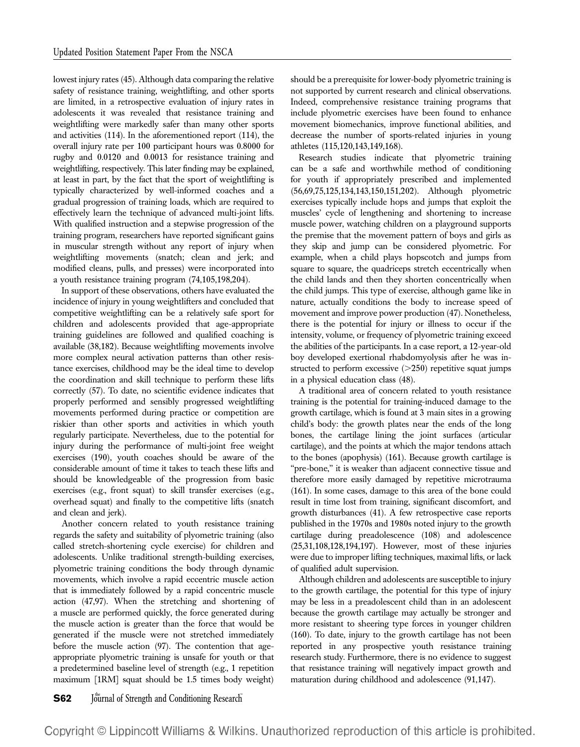lowest injury rates (45). Although data comparing the relative safety of resistance training, weightlifting, and other sports are limited, in a retrospective evaluation of injury rates in adolescents it was revealed that resistance training and weightlifting were markedly safer than many other sports and activities (114). In the aforementioned report (114), the overall injury rate per 100 participant hours was 0.8000 for rugby and 0.0120 and 0.0013 for resistance training and weightlifting, respectively. This later finding may be explained, at least in part, by the fact that the sport of weightlifting is typically characterized by well-informed coaches and a gradual progression of training loads, which are required to effectively learn the technique of advanced multi-joint lifts. With qualified instruction and a stepwise progression of the training program, researchers have reported significant gains in muscular strength without any report of injury when weightlifting movements (snatch; clean and jerk; and modified cleans, pulls, and presses) were incorporated into a youth resistance training program (74,105,198,204).

In support of these observations, others have evaluated the incidence of injury in young weightlifters and concluded that competitive weightlifting can be a relatively safe sport for children and adolescents provided that age-appropriate training guidelines are followed and qualified coaching is available (38,182). Because weightlifting movements involve more complex neural activation patterns than other resistance exercises, childhood may be the ideal time to develop the coordination and skill technique to perform these lifts correctly (57). To date, no scientific evidence indicates that properly performed and sensibly progressed weightlifting movements performed during practice or competition are riskier than other sports and activities in which youth regularly participate. Nevertheless, due to the potential for injury during the performance of multi-joint free weight exercises (190), youth coaches should be aware of the considerable amount of time it takes to teach these lifts and should be knowledgeable of the progression from basic exercises (e.g., front squat) to skill transfer exercises (e.g., overhead squat) and finally to the competitive lifts (snatch and clean and jerk).

Another concern related to youth resistance training regards the safety and suitability of plyometric training (also called stretch-shortening cycle exercise) for children and adolescents. Unlike traditional strength-building exercises, plyometric training conditions the body through dynamic movements, which involve a rapid eccentric muscle action that is immediately followed by a rapid concentric muscle action (47,97). When the stretching and shortening of a muscle are performed quickly, the force generated during the muscle action is greater than the force that would be generated if the muscle were not stretched immediately before the muscle action (97). The contention that age-appropriate plyometric training is unsafe for youth or that a predetermined baseline level of strength (e.g., 1 repetition maximum [1RM] squat should be 1.5 times body weight) should be a prerequisite for lower-body plyometric training is not supported by current research and clinical observations. Indeed, comprehensive resistance training programs that include plyometric exercises have been found to enhance movement biomechanics, improve functional abilities, and decrease the number of sports-related injuries in young athletes (115,120,143,149,168).

Research studies indicate that plyometric training can be a safe and worthwhile method of conditioning for youth if appropriately prescribed and implemented (56,69,75,125,134,143,150,151,202). Although plyometric exercises typically include hops and jumps that exploit the muscles' cycle of lengthening and shortening to increase muscle power, watching children on a playground supports the premise that the movement pattern of boys and girls as they skip and jump can be considered plyometric. For example, when a child plays hopscotch and jumps from square to square, the quadriceps stretch eccentrically when the child lands and then they shorten concentrically when the child jumps. This type of exercise, although game like in nature, actually conditions the body to increase speed of movement and improve power production (47). Nonetheless, there is the potential for injury or illness to occur if the intensity, volume, or frequency of plyometric training exceed the abilities of the participants. In a case report, a 12-year-old boy developed exertional rhabdomyolysis after he was instructed to perform excessive (>250) repetitive squat jumps in a physical education class (48).

A traditional area of concern related to youth resistance training is the potential for training-induced damage to the growth cartilage, which is found at 3 main sites in a growing child's body: the growth plates near the ends of the long bones, the cartilage lining the joint surfaces (articular cartilage), and the points at which the major tendons attach to the bones (apophysis) (161). Because growth cartilage is "pre-bone," it is weaker than adjacent connective tissue and therefore more easily damaged by repetitive microtrauma (161). In some cases, damage to this area of the bone could result in time lost from training, significant discomfort, and growth disturbances (41). A few retrospective case reports published in the 1970s and 1980s noted injury to the growth cartilage during preadolescence (108) and adolescence (25,31,108,128,194,197). However, most of these injuries were due to improper lifting techniques, maximal lifts, or lack of qualified adult supervision.

Although children and adolescents are susceptible to injury to the growth cartilage, the potential for this type of injury may be less in a preadolescent child than in an adolescent because the growth cartilage may actually be stronger and more resistant to sheering type forces in younger children (160). To date, injury to the growth cartilage has not been reported in any prospective youth resistance training research study. Furthermore, there is no evidence to suggest that resistance training will negatively impact growth and maturation during childhood and adolescence (91,147).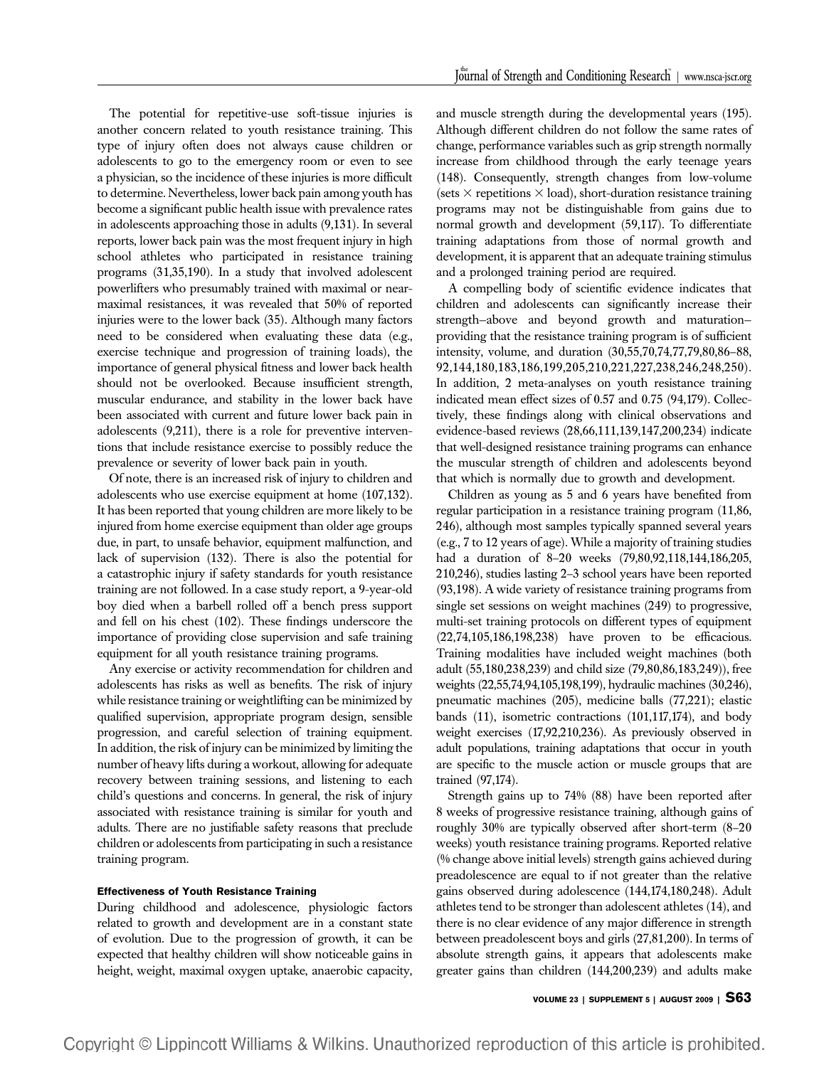The potential for repetitive-use soft-tissue injuries is another concern related to youth resistance training. This type of injury often does not always cause children or adolescents to go to the emergency room or even to see a physician, so the incidence of these injuries is more difficult to determine. Nevertheless, lower back pain among youth has become a significant public health issue with prevalence rates in adolescents approaching those in adults (9,131). In several reports, lower back pain was the most frequent injury in high school athletes who participated in resistance training programs (31,35,190). In a study that involved adolescent powerlifters who presumably trained with maximal or near-maximal resistances, it was revealed that 50% of reported injuries were to the lower back (35). Although many factors need to be considered when evaluating these data (e.g., exercise technique and progression of training loads), the importance of general physical fitness and lower back health should not be overlooked. Because insufficient strength, muscular endurance, and stability in the lower back have been associated with current and future lower back pain in adolescents (9,211), there is a role for preventive interventions that include resistance exercise to possibly reduce the prevalence or severity of lower back pain in youth.

Of note, there is an increased risk of injury to children and adolescents who use exercise equipment at home (107,132). It has been reported that young children are more likely to be injured from home exercise equipment than older age groups due, in part, to unsafe behavior, equipment malfunction, and lack of supervision (132). There is also the potential for a catastrophic injury if safety standards for youth resistance training are not followed. In a case study report, a 9-year-old boy died when a barbell rolled off a bench press support and fell on his chest (102). These findings underscore the importance of providing close supervision and safe training equipment for all youth resistance training programs.

Any exercise or activity recommendation for children and adolescents has risks as well as benefits. The risk of injury while resistance training or weightlifting can be minimized by qualified supervision, appropriate program design, sensible progression, and careful selection of training equipment. In addition, the risk of injury can be minimized by limiting the number of heavy lifts during a workout, allowing for adequate recovery between training sessions, and listening to each child's questions and concerns. In general, the risk of injury associated with resistance training is similar for youth and adults. There are no justifiable safety reasons that preclude children or adolescents from participating in such a resistance training program.

#### Effectiveness of Youth Resistance Training

During childhood and adolescence, physiologic factors related to growth and development are in a constant state of evolution. Due to the progression of growth, it can be expected that healthy children will show noticeable gains in height, weight, maximal oxygen uptake, anaerobic capacity, and muscle strength during the developmental years (195). Although different children do not follow the same rates of change, performance variables such as grip strength normally increase from childhood through the early teenage years (148). Consequently, strength changes from low-volume (sets × repetitions × load), short-duration resistance training programs may not be distinguishable from gains due to normal growth and development (59,117). To differentiate training adaptations from those of normal growth and development, it is apparent that an adequate training stimulus and a prolonged training period are required.

A compelling body of scientific evidence indicates that children and adolescents can significantly increase their strength–above and beyond growth and maturation–providing that the resistance training program is of sufficient intensity, volume, and duration (30,55,70,74,77,79,80,86–88, 92,144,180,183,186,199,205,210,221,227,238,246,248,250). In addition, 2 meta-analyses on youth resistance training indicated mean effect sizes of 0.57 and 0.75 (94,179). Collectively, these findings along with clinical observations and evidence-based reviews (28,66,111,139,147,200,234) indicate that well-designed resistance training programs can enhance the muscular strength of children and adolescents beyond that which is normally due to growth and development.

Children as young as 5 and 6 years have benefited from regular participation in a resistance training program (11,86, 246), although most samples typically spanned several years (e.g., 7 to 12 years of age). While a majority of training studies had a duration of 8–20 weeks (79,80,92,118,144,186,205, 210,246), studies lasting 2–3 school years have been reported (93,198). A wide variety of resistance training programs from single set sessions on weight machines (249) to progressive, multi-set training protocols on different types of equipment (22,74,105,186,198,238) have proven to be efficacious. Training modalities have included weight machines (both adult (55,180,238,239) and child size (79,80,86,183,249)), free weights (22,55,74,94,105,198,199), hydraulic machines (30,246), pneumatic machines (205), medicine balls (77,221); elastic bands (11), isometric contractions (101,117,174), and body weight exercises (17,92,210,236). As previously observed in adult populations, training adaptations that occur in youth are specific to the muscle action or muscle groups that are trained (97,174).

Strength gains up to 74% (88) have been reported after 8 weeks of progressive resistance training, although gains of roughly 30% are typically observed after short-term (8–20 weeks) youth resistance training programs. Reported relative (% change above initial levels) strength gains achieved during preadolescence are equal to if not greater than the relative gains observed during adolescence (144,174,180,248). Adult athletes tend to be stronger than adolescent athletes (14), and there is no clear evidence of any major difference in strength between preadolescent boys and girls (27,81,200). In terms of absolute strength gains, it appears that adolescents make greater gains than children (144,200,239) and adults make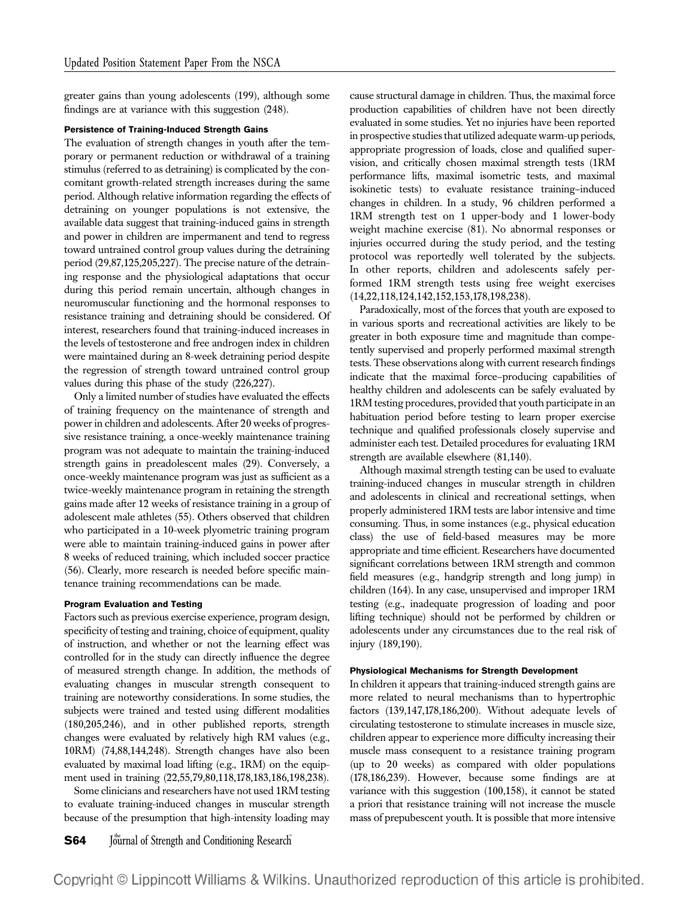greater gains than young adolescents (199), although some findings are at variance with this suggestion (248).

#### Persistence of Training-Induced Strength Gains

The evaluation of strength changes in youth after the temporary or permanent reduction or withdrawal of a training stimulus (referred to as detraining) is complicated by the concomitant growth-related strength increases during the same period. Although relative information regarding the effects of detraining on younger populations is not extensive, the available data suggest that training-induced gains in strength and power in children are impermanent and tend to regress toward untrained control group values during the detraining period (29,87,125,205,227). The precise nature of the detraining response and the physiological adaptations that occur during this period remain uncertain, although changes in neuromuscular functioning and the hormonal responses to resistance training and detraining should be considered. Of interest, researchers found that training-induced increases in the levels of testosterone and free androgen index in children were maintained during an 8-week detraining period despite the regression of strength toward untrained control group values during this phase of the study (226,227).

Only a limited number of studies have evaluated the effects of training frequency on the maintenance of strength and power in children and adolescents. After 20 weeks of progressive resistance training, a once-weekly maintenance training program was not adequate to maintain the training-induced strength gains in preadolescent males (29). Conversely, a once-weekly maintenance program was just as sufficient as a twice-weekly maintenance program in retaining the strength gains made after 12 weeks of resistance training in a group of adolescent male athletes (55). Others observed that children who participated in a 10-week plyometric training program were able to maintain training-induced gains in power after 8 weeks of reduced training, which included soccer practice (56). Clearly, more research is needed before specific maintenance training recommendations can be made.

#### Program Evaluation and Testing

Factors such as previous exercise experience, program design, specificity of testing and training, choice of equipment, quality of instruction, and whether or not the learning effect was controlled for in the study can directly influence the degree of measured strength change. In addition, the methods of evaluating changes in muscular strength consequent to training are noteworthy considerations. In some studies, the subjects were trained and tested using different modalities (180,205,246), and in other published reports, strength changes were evaluated by relatively high RM values (e.g., 10RM) (74,88,144,248). Strength changes have also been evaluated by maximal load lifting (e.g., 1RM) on the equipment used in training (22,55,79,80,118,178,183,186,198,238).

Some clinicians and researchers have not used 1RM testing to evaluate training-induced changes in muscular strength because of the presumption that high-intensity loading may cause structural damage in children. Thus, the maximal force production capabilities of children have not been directly evaluated in some studies. Yet no injuries have been reported in prospective studies that utilized adequate warm-up periods, appropriate progression of loads, close and qualified supervision, and critically chosen maximal strength tests (1RM performance lifts, maximal isometric tests, and maximal isokinetic tests) to evaluate resistance training–induced changes in children. In a study, 96 children performed a 1RM strength test on 1 upper-body and 1 lower-body weight machine exercise (81). No abnormal responses or injuries occurred during the study period, and the testing protocol was reportedly well tolerated by the subjects. In other reports, children and adolescents safely performed 1RM strength tests using free weight exercises (14,22,118,124,142,152,153,178,198,238).

Paradoxically, most of the forces that youth are exposed to in various sports and recreational activities are likely to be greater in both exposure time and magnitude than competently supervised and properly performed maximal strength tests. These observations along with current research findings indicate that the maximal force–producing capabilities of healthy children and adolescents can be safely evaluated by 1RM testing procedures, provided that youth participate in an habituation period before testing to learn proper exercise technique and qualified professionals closely supervise and administer each test. Detailed procedures for evaluating 1RM strength are available elsewhere (81,140).

Although maximal strength testing can be used to evaluate training-induced changes in muscular strength in children and adolescents in clinical and recreational settings, when properly administered 1RM tests are labor intensive and time consuming. Thus, in some instances (e.g., physical education class) the use of field-based measures may be more appropriate and time efficient. Researchers have documented significant correlations between 1RM strength and common field measures (e.g., handgrip strength and long jump) in children (164). In any case, unsupervised and improper 1RM testing (e.g., inadequate progression of loading and poor lifting technique) should not be performed by children or adolescents under any circumstances due to the real risk of injury (189,190).

#### Physiological Mechanisms for Strength Development

In children it appears that training-induced strength gains are more related to neural mechanisms than to hypertrophic factors (139,147,178,186,200). Without adequate levels of circulating testosterone to stimulate increases in muscle size, children appear to experience more difficulty increasing their muscle mass consequent to a resistance training program (up to 20 weeks) as compared with older populations (178,186,239). However, because some findings are at variance with this suggestion (100,158), it cannot be stated a priori that resistance training will not increase the muscle mass of prepubescent youth. It is possible that more intensive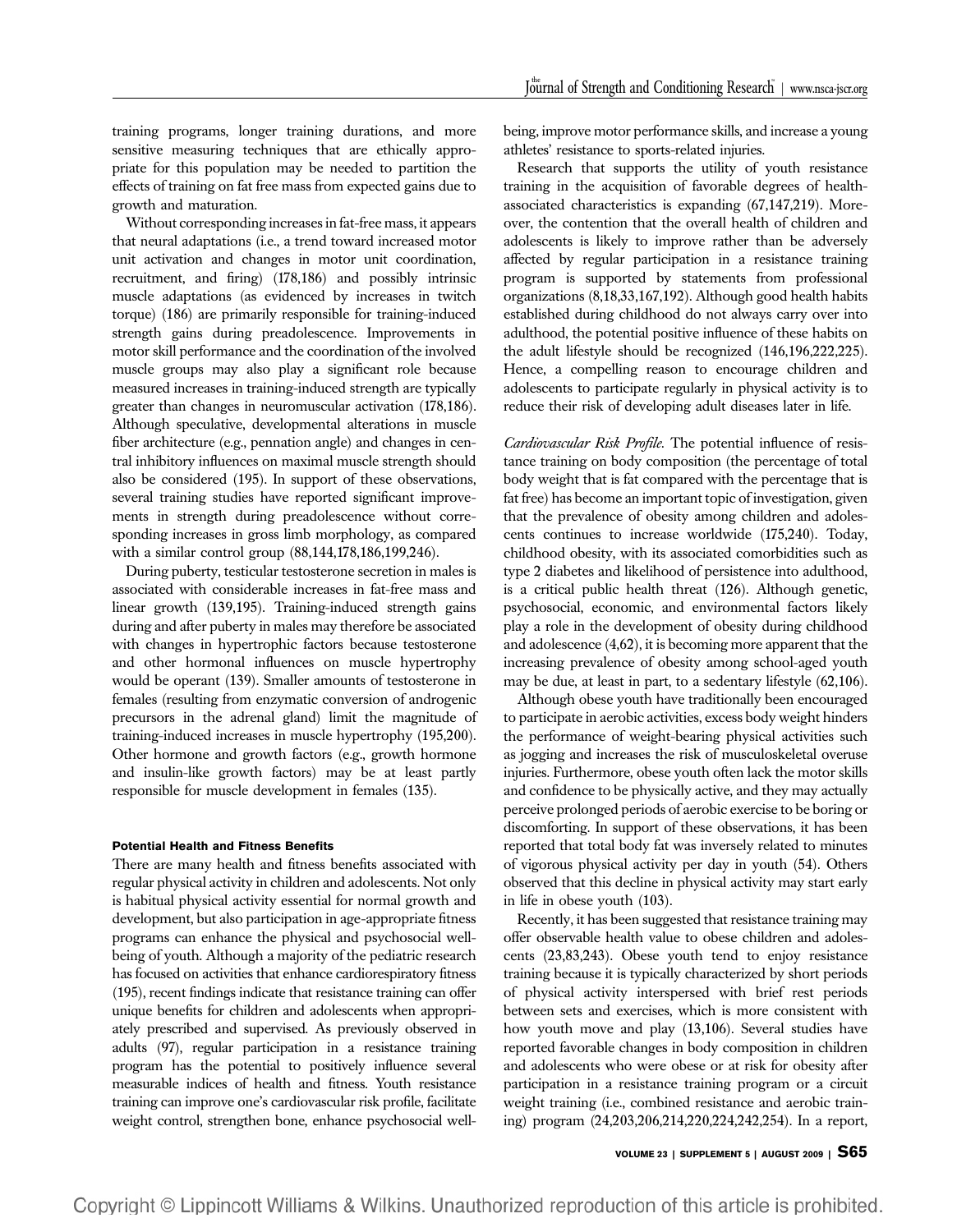training programs, longer training durations, and more sensitive measuring techniques that are ethically appropriate for this population may be needed to partition the effects of training on fat free mass from expected gains due to growth and maturation.

Without corresponding increases in fat-free mass, it appears that neural adaptations (i.e., a trend toward increased motor unit activation and changes in motor unit coordination, recruitment, and firing) (178,186) and possibly intrinsic muscle adaptations (as evidenced by increases in twitch torque) (186) are primarily responsible for training-induced strength gains during preadolescence. Improvements in motor skill performance and the coordination of the involved muscle groups may also play a significant role because measured increases in training-induced strength are typically greater than changes in neuromuscular activation (178,186). Although speculative, developmental alterations in muscle fiber architecture (e.g., pennation angle) and changes in central inhibitory influences on maximal muscle strength should also be considered (195). In support of these observations, several training studies have reported significant improvements in strength during preadolescence without corresponding increases in gross limb morphology, as compared with a similar control group (88,144,178,186,199,246).

During puberty, testicular testosterone secretion in males is associated with considerable increases in fat-free mass and linear growth (139,195). Training-induced strength gains during and after puberty in males may therefore be associated with changes in hypertrophic factors because testosterone and other hormonal influences on muscle hypertrophy would be operant (139). Smaller amounts of testosterone in females (resulting from enzymatic conversion of androgenic precursors in the adrenal gland) limit the magnitude of training-induced increases in muscle hypertrophy (195,200). Other hormone and growth factors (e.g., growth hormone and insulin-like growth factors) may be at least partly responsible for muscle development in females (135).

#### Potential Health and Fitness Benefits

There are many health and fitness benefits associated with regular physical activity in children and adolescents. Not only is habitual physical activity essential for normal growth and development, but also participation in age-appropriate fitness programs can enhance the physical and psychosocial well-being of youth. Although a majority of the pediatric research has focused on activities that enhance cardiorespiratory fitness (195), recent findings indicate that resistance training can offer unique benefits for children and adolescents when appropriately prescribed and supervised. As previously observed in adults (97), regular participation in a resistance training program has the potential to positively influence several measurable indices of health and fitness. Youth resistance training can improve one's cardiovascular risk profile, facilitate weight control, strengthen bone, enhance psychosocial well-being, improve motor performance skills, and increase a young athletes' resistance to sports-related injuries.

Research that supports the utility of youth resistance training in the acquisition of favorable degrees of health-associated characteristics is expanding (67,147,219). Moreover, the contention that the overall health of children and adolescents is likely to improve rather than be adversely affected by regular participation in a resistance training program is supported by statements from professional organizations (8,18,33,167,192). Although good health habits established during childhood do not always carry over into adulthood, the potential positive influence of these habits on the adult lifestyle should be recognized (146,196,222,225). Hence, a compelling reason to encourage children and adolescents to participate regularly in physical activity is to reduce their risk of developing adult diseases later in life.

*Cardiovascular Risk Profile.* The potential influence of resistance training on body composition (the percentage of total body weight that is fat compared with the percentage that is fat free) has become an important topic of investigation, given that the prevalence of obesity among children and adolescents continues to increase worldwide (175,240). Today, childhood obesity, with its associated comorbidities such as type 2 diabetes and likelihood of persistence into adulthood, is a critical public health threat (126). Although genetic, psychosocial, economic, and environmental factors likely play a role in the development of obesity during childhood and adolescence (4,62), it is becoming more apparent that the increasing prevalence of obesity among school-aged youth may be due, at least in part, to a sedentary lifestyle (62,106).

Although obese youth have traditionally been encouraged to participate in aerobic activities, excess body weight hinders the performance of weight-bearing physical activities such as jogging and increases the risk of musculoskeletal overuse injuries. Furthermore, obese youth often lack the motor skills and confidence to be physically active, and they may actually perceive prolonged periods of aerobic exercise to be boring or discomforting. In support of these observations, it has been reported that total body fat was inversely related to minutes of vigorous physical activity per day in youth (54). Others observed that this decline in physical activity may start early in life in obese youth (103).

Recently, it has been suggested that resistance training may offer observable health value to obese children and adolescents (23,83,243). Obese youth tend to enjoy resistance training because it is typically characterized by short periods of physical activity interspersed with brief rest periods between sets and exercises, which is more consistent with how youth move and play (13,106). Several studies have reported favorable changes in body composition in children and adolescents who were obese or at risk for obesity after participation in a resistance training program or a circuit weight training (i.e., combined resistance and aerobic training) program (24,203,206,214,220,224,242,254). In a report,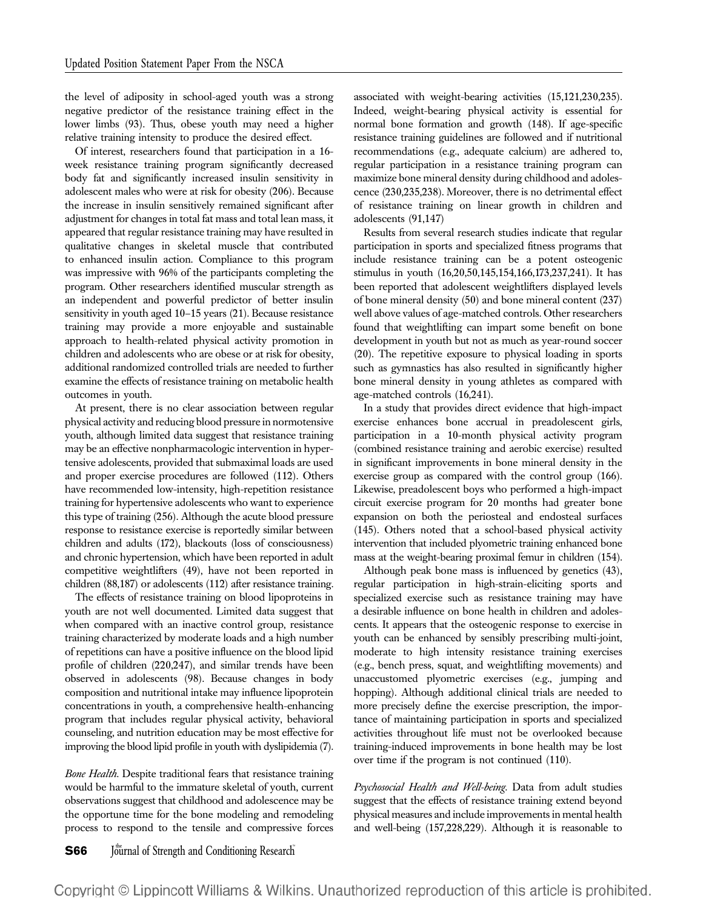the level of adiposity in school-aged youth was a strong negative predictor of the resistance training effect in the lower limbs (93). Thus, obese youth may need a higher relative training intensity to produce the desired effect.

Of interest, researchers found that participation in a 16-week resistance training program significantly decreased body fat and significantly increased insulin sensitivity in adolescent males who were at risk for obesity (206). Because the increase in insulin sensitively remained significant after adjustment for changes in total fat mass and total lean mass, it appeared that regular resistance training may have resulted in qualitative changes in skeletal muscle that contributed to enhanced insulin action. Compliance to this program was impressive with 96% of the participants completing the program. Other researchers identified muscular strength as an independent and powerful predictor of better insulin sensitivity in youth aged 10–15 years (21). Because resistance training may provide a more enjoyable and sustainable approach to health-related physical activity promotion in children and adolescents who are obese or at risk for obesity, additional randomized controlled trials are needed to further examine the effects of resistance training on metabolic health outcomes in youth.

At present, there is no clear association between regular physical activity and reducing blood pressure in normotensive youth, although limited data suggest that resistance training may be an effective nonpharmacologic intervention in hypertensive adolescents, provided that submaximal loads are used and proper exercise procedures are followed (112). Others have recommended low-intensity, high-repetition resistance training for hypertensive adolescents who want to experience this type of training (256). Although the acute blood pressure response to resistance exercise is reportedly similar between children and adults (172), blackouts (loss of consciousness) and chronic hypertension, which have been reported in adult competitive weightlifters (49), have not been reported in children (88,187) or adolescents (112) after resistance training.

The effects of resistance training on blood lipoproteins in youth are not well documented. Limited data suggest that when compared with an inactive control group, resistance training characterized by moderate loads and a high number of repetitions can have a positive influence on the blood lipid profile of children (220,247), and similar trends have been observed in adolescents (98). Because changes in body composition and nutritional intake may influence lipoprotein concentrations in youth, a comprehensive health-enhancing program that includes regular physical activity, behavioral counseling, and nutrition education may be most effective for improving the blood lipid profile in youth with dyslipidemia (7).

*Bone Health.* Despite traditional fears that resistance training would be harmful to the immature skeletal of youth, current observations suggest that childhood and adolescence may be the opportune time for the bone modeling and remodeling process to respond to the tensile and compressive forces associated with weight-bearing activities (15,121,230,235). Indeed, weight-bearing physical activity is essential for normal bone formation and growth (148). If age-specific resistance training guidelines are followed and if nutritional recommendations (e.g., adequate calcium) are adhered to, regular participation in a resistance training program can maximize bone mineral density during childhood and adolescence (230,235,238). Moreover, there is no detrimental effect of resistance training on linear growth in children and adolescents (91,147)

Results from several research studies indicate that regular participation in sports and specialized fitness programs that include resistance training can be a potent osteogenic stimulus in youth (16,20,50,145,154,166,173,237,241). It has been reported that adolescent weightlifters displayed levels of bone mineral density (50) and bone mineral content (237) well above values of age-matched controls. Other researchers found that weightlifting can impart some benefit on bone development in youth but not as much as year-round soccer (20). The repetitive exposure to physical loading in sports such as gymnastics has also resulted in significantly higher bone mineral density in young athletes as compared with age-matched controls (16,241).

In a study that provides direct evidence that high-impact exercise enhances bone accrual in preadolescent girls, participation in a 10-month physical activity program (combined resistance training and aerobic exercise) resulted in significant improvements in bone mineral density in the exercise group as compared with the control group (166). Likewise, preadolescent boys who performed a high-impact circuit exercise program for 20 months had greater bone expansion on both the periosteal and endosteal surfaces (145). Others noted that a school-based physical activity intervention that included plyometric training enhanced bone mass at the weight-bearing proximal femur in children (154).

Although peak bone mass is influenced by genetics (43), regular participation in high-strain-eliciting sports and specialized exercise such as resistance training may have a desirable influence on bone health in children and adolescents. It appears that the osteogenic response to exercise in youth can be enhanced by sensibly prescribing multi-joint, moderate to high intensity resistance training exercises (e.g., bench press, squat, and weightlifting movements) and unaccustomed plyometric exercises (e.g., jumping and hopping). Although additional clinical trials are needed to more precisely define the exercise prescription, the importance of maintaining participation in sports and specialized activities throughout life must not be overlooked because training-induced improvements in bone health may be lost over time if the program is not continued (110).

*Psychosocial Health and Well-being.* Data from adult studies suggest that the effects of resistance training extend beyond physical measures and include improvements in mental health and well-being (157,228,229). Although it is reasonable to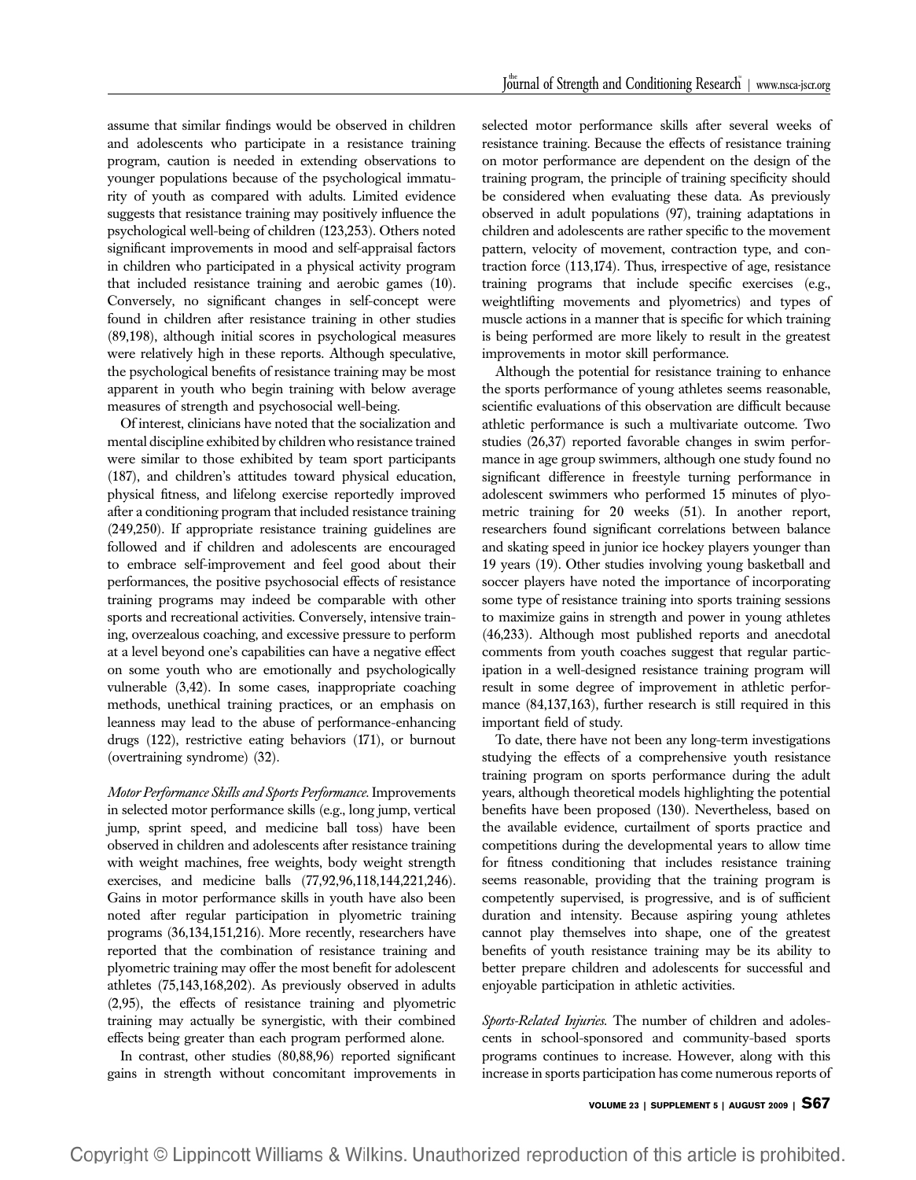assume that similar findings would be observed in children and adolescents who participate in a resistance training program, caution is needed in extending observations to younger populations because of the psychological immaturity of youth as compared with adults. Limited evidence suggests that resistance training may positively influence the psychological well-being of children (123,253). Others noted significant improvements in mood and self-appraisal factors in children who participated in a physical activity program that included resistance training and aerobic games (10). Conversely, no significant changes in self-concept were found in children after resistance training in other studies (89,198), although initial scores in psychological measures were relatively high in these reports. Although speculative, the psychological benefits of resistance training may be most apparent in youth who begin training with below average measures of strength and psychosocial well-being.

Of interest, clinicians have noted that the socialization and mental discipline exhibited by children who resistance trained were similar to those exhibited by team sport participants (187), and children's attitudes toward physical education, physical fitness, and lifelong exercise reportedly improved after a conditioning program that included resistance training (249,250). If appropriate resistance training guidelines are followed and if children and adolescents are encouraged to embrace self-improvement and feel good about their performances, the positive psychosocial effects of resistance training programs may indeed be comparable with other sports and recreational activities. Conversely, intensive training, overzealous coaching, and excessive pressure to perform at a level beyond one's capabilities can have a negative effect on some youth who are emotionally and psychologically vulnerable (3,42). In some cases, inappropriate coaching methods, unethical training practices, or an emphasis on leanness may lead to the abuse of performance-enhancing drugs (122), restrictive eating behaviors (171), or burnout (overtraining syndrome) (32).

*Motor Performance Skills and Sports Performance.* Improvements in selected motor performance skills (e.g., long jump, vertical jump, sprint speed, and medicine ball toss) have been observed in children and adolescents after resistance training with weight machines, free weights, body weight strength exercises, and medicine balls (77,92,96,118,144,221,246). Gains in motor performance skills in youth have also been noted after regular participation in plyometric training programs (36,134,151,216). More recently, researchers have reported that the combination of resistance training and plyometric training may offer the most benefit for adolescent athletes (75,143,168,202). As previously observed in adults (2,95), the effects of resistance training and plyometric training may actually be synergistic, with their combined effects being greater than each program performed alone.

In contrast, other studies (80,88,96) reported significant gains in strength without concomitant improvements in selected motor performance skills after several weeks of resistance training. Because the effects of resistance training on motor performance are dependent on the design of the training program, the principle of training specificity should be considered when evaluating these data. As previously observed in adult populations (97), training adaptations in children and adolescents are rather specific to the movement pattern, velocity of movement, contraction type, and contraction force (113,174). Thus, irrespective of age, resistance training programs that include specific exercises (e.g., weightlifting movements and plyometrics) and types of muscle actions in a manner that is specific for which training is being performed are more likely to result in the greatest improvements in motor skill performance.

Although the potential for resistance training to enhance the sports performance of young athletes seems reasonable, scientific evaluations of this observation are difficult because athletic performance is such a multivariate outcome. Two studies (26,37) reported favorable changes in swim performance in age group swimmers, although one study found no significant difference in freestyle turning performance in adolescent swimmers who performed 15 minutes of plyometric training for 20 weeks (51). In another report, researchers found significant correlations between balance and skating speed in junior ice hockey players younger than 19 years (19). Other studies involving young basketball and soccer players have noted the importance of incorporating some type of resistance training into sports training sessions to maximize gains in strength and power in young athletes (46,233). Although most published reports and anecdotal comments from youth coaches suggest that regular participation in a well-designed resistance training program will result in some degree of improvement in athletic performance (84,137,163), further research is still required in this important field of study.

To date, there have not been any long-term investigations studying the effects of a comprehensive youth resistance training program on sports performance during the adult years, although theoretical models highlighting the potential benefits have been proposed (130). Nevertheless, based on the available evidence, curtailment of sports practice and competitions during the developmental years to allow time for fitness conditioning that includes resistance training seems reasonable, providing that the training program is competently supervised, is progressive, and is of sufficient duration and intensity. Because aspiring young athletes cannot play themselves into shape, one of the greatest benefits of youth resistance training may be its ability to better prepare children and adolescents for successful and enjoyable participation in athletic activities.

*Sports-Related Injuries.* The number of children and adolescents in school-sponsored and community-based sports programs continues to increase. However, along with this increase in sports participation has come numerous reports of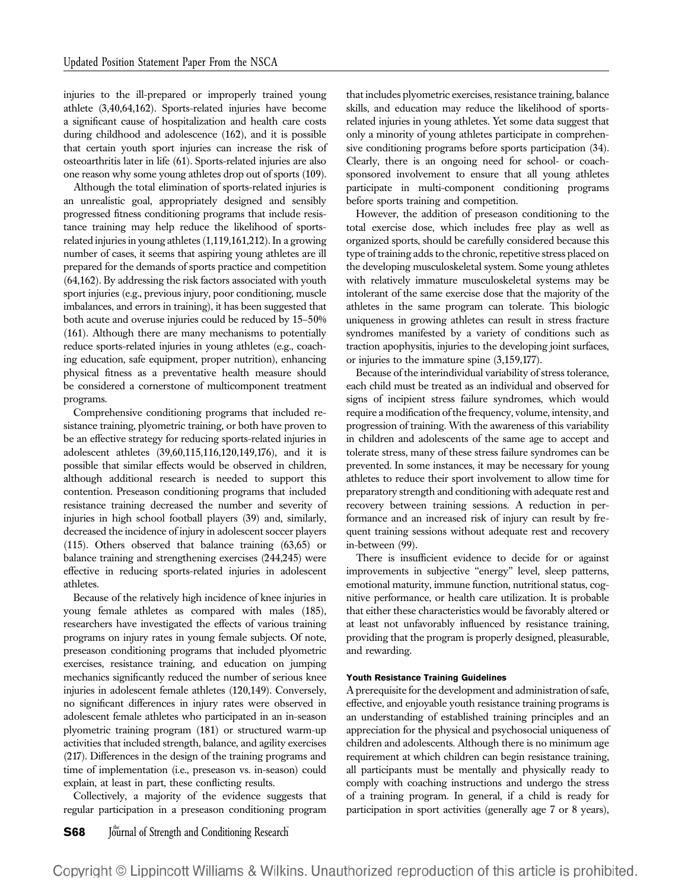injuries to the ill-prepared or improperly trained young athlete (3,40,64,162). Sports-related injuries have become a significant cause of hospitalization and health care costs during childhood and adolescence (162), and it is possible that certain youth sport injuries can increase the risk of osteoarthritis later in life (61). Sports-related injuries are also one reason why some young athletes drop out of sports (109).

Although the total elimination of sports-related injuries is an unrealistic goal, appropriately designed and sensibly progressed fitness conditioning programs that include resistance training may help reduce the likelihood of sports-related injuries in young athletes (1,119,161,212). In a growing number of cases, it seems that aspiring young athletes are ill prepared for the demands of sports practice and competition (64,162). By addressing the risk factors associated with youth sport injuries (e.g., previous injury, poor conditioning, muscle imbalances, and errors in training), it has been suggested that both acute and overuse injuries could be reduced by 15–50% (161). Although there are many mechanisms to potentially reduce sports-related injuries in young athletes (e.g., coaching education, safe equipment, proper nutrition), enhancing physical fitness as a preventative health measure should be considered a cornerstone of multicomponent treatment programs.

Comprehensive conditioning programs that included resistance training, plyometric training, or both have proven to be an effective strategy for reducing sports-related injuries in adolescent athletes (39,60,115,116,120,149,176), and it is possible that similar effects would be observed in children, although additional research is needed to support this contention. Preseason conditioning programs that included resistance training decreased the number and severity of injuries in high school football players (39) and, similarly, decreased the incidence of injury in adolescent soccer players (115). Others observed that balance training (63,65) or balance training and strengthening exercises (244,245) were effective in reducing sports-related injuries in adolescent athletes.

Because of the relatively high incidence of knee injuries in young female athletes as compared with males (185), researchers have investigated the effects of various training programs on injury rates in young female subjects. Of note, preseason conditioning programs that included plyometric exercises, resistance training, and education on jumping mechanics significantly reduced the number of serious knee injuries in adolescent female athletes (120,149). Conversely, no significant differences in injury rates were observed in adolescent female athletes who participated in an in-season plyometric training program (181) or structured warm-up activities that included strength, balance, and agility exercises (217). Differences in the design of the training programs and time of implementation (i.e., preseason vs. in-season) could explain, at least in part, these conflicting results.

Collectively, a majority of the evidence suggests that regular participation in a preseason conditioning program that includes plyometric exercises, resistance training, balance skills, and education may reduce the likelihood of sports-related injuries in young athletes. Yet some data suggest that only a minority of young athletes participate in comprehensive conditioning programs before sports participation (34). Clearly, there is an ongoing need for school- or coach-sponsored involvement to ensure that all young athletes participate in multi-component conditioning programs before sports training and competition.

However, the addition of preseason conditioning to the total exercise dose, which includes free play as well as organized sports, should be carefully considered because this type of training adds to the chronic, repetitive stress placed on the developing musculoskeletal system. Some young athletes with relatively immature musculoskeletal systems may be intolerant of the same exercise dose that the majority of the athletes in the same program can tolerate. This biologic uniqueness in growing athletes can result in stress fracture syndromes manifested by a variety of conditions such as traction apophysitis, injuries to the developing joint surfaces, or injuries to the immature spine (3,159,177).

Because of the interindividual variability of stress tolerance, each child must be treated as an individual and observed for signs of incipient stress failure syndromes, which would require a modification of the frequency, volume, intensity, and progression of training. With the awareness of this variability in children and adolescents of the same age to accept and tolerate stress, many of these stress failure syndromes can be prevented. In some instances, it may be necessary for young athletes to reduce their sport involvement to allow time for preparatory strength and conditioning with adequate rest and recovery between training sessions. A reduction in performance and an increased risk of injury can result by frequent training sessions without adequate rest and recovery in-between (99).

There is insufficient evidence to decide for or against improvements in subjective "energy" level, sleep patterns, emotional maturity, immune function, nutritional status, cognitive performance, or health care utilization. It is probable that either these characteristics would be favorably altered or at least not unfavorably influenced by resistance training, providing that the program is properly designed, pleasurable, and rewarding.

#### Youth Resistance Training Guidelines

A prerequisite for the development and administration of safe, effective, and enjoyable youth resistance training programs is an understanding of established training principles and an appreciation for the physical and psychosocial uniqueness of children and adolescents. Although there is no minimum age requirement at which children can begin resistance training, all participants must be mentally and physically ready to comply with coaching instructions and undergo the stress of a training program. In general, if a child is ready for participation in sport activities (generally age 7 or 8 years),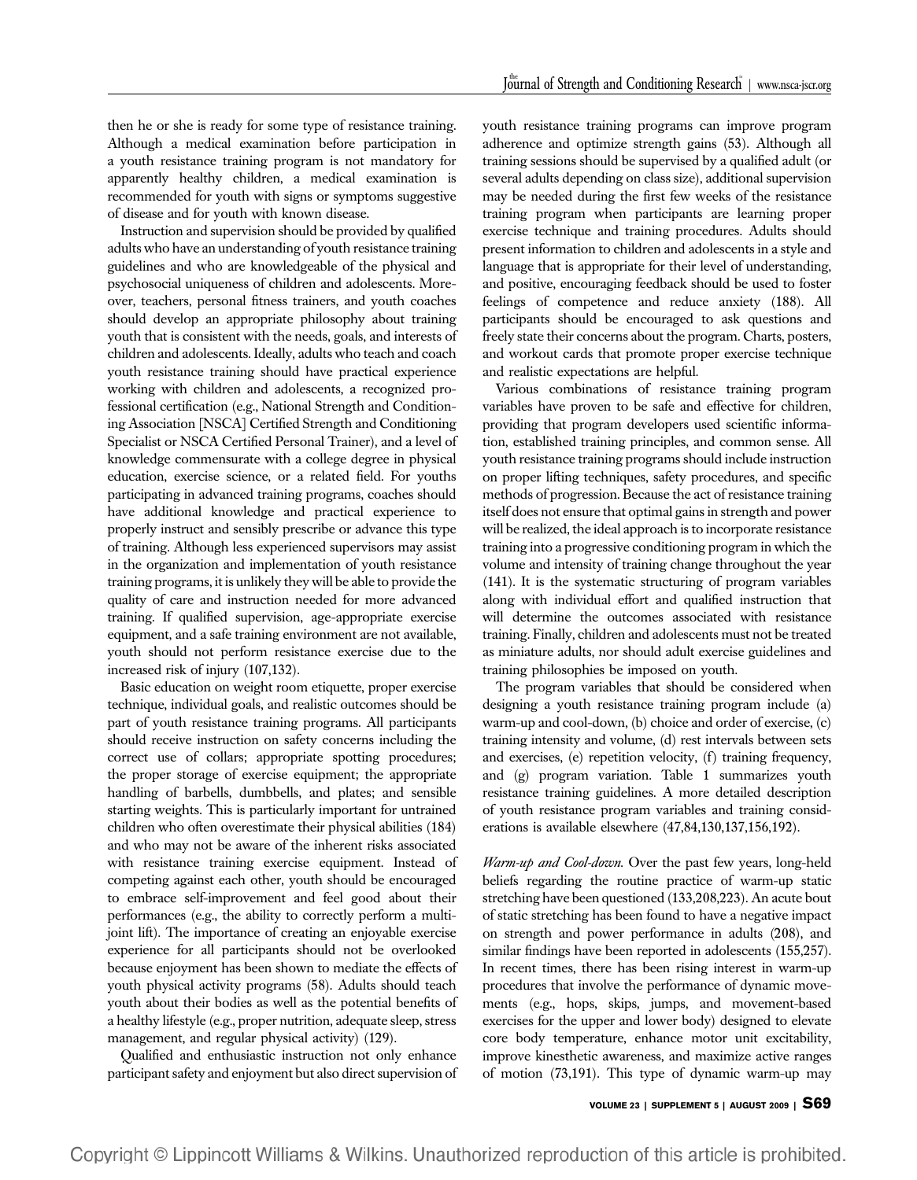then he or she is ready for some type of resistance training. Although a medical examination before participation in a youth resistance training program is not mandatory for apparently healthy children, a medical examination is recommended for youth with signs or symptoms suggestive of disease and for youth with known disease.

Instruction and supervision should be provided by qualified adults who have an understanding of youth resistance training guidelines and who are knowledgeable of the physical and psychosocial uniqueness of children and adolescents. Moreover, teachers, personal fitness trainers, and youth coaches should develop an appropriate philosophy about training youth that is consistent with the needs, goals, and interests of children and adolescents. Ideally, adults who teach and coach youth resistance training should have practical experience working with children and adolescents, a recognized professional certification (e.g., National Strength and Conditioning Association [NSCA] Certified Strength and Conditioning Specialist or NSCA Certified Personal Trainer), and a level of knowledge commensurate with a college degree in physical education, exercise science, or a related field. For youths participating in advanced training programs, coaches should have additional knowledge and practical experience to properly instruct and sensibly prescribe or advance this type of training. Although less experienced supervisors may assist in the organization and implementation of youth resistance training programs, it is unlikely they will be able to provide the quality of care and instruction needed for more advanced training. If qualified supervision, age-appropriate exercise equipment, and a safe training environment are not available, youth should not perform resistance exercise due to the increased risk of injury (107,132).

Basic education on weight room etiquette, proper exercise technique, individual goals, and realistic outcomes should be part of youth resistance training programs. All participants should receive instruction on safety concerns including the correct use of collars; appropriate spotting procedures; the proper storage of exercise equipment; the appropriate handling of barbells, dumbbells, and plates; and sensible starting weights. This is particularly important for untrained children who often overestimate their physical abilities (184) and who may not be aware of the inherent risks associated with resistance training exercise equipment. Instead of competing against each other, youth should be encouraged to embrace self-improvement and feel good about their performances (e.g., the ability to correctly perform a multijoint lift). The importance of creating an enjoyable exercise experience for all participants should not be overlooked because enjoyment has been shown to mediate the effects of youth physical activity programs (58). Adults should teach youth about their bodies as well as the potential benefits of a healthy lifestyle (e.g., proper nutrition, adequate sleep, stress management, and regular physical activity) (129).

Qualified and enthusiastic instruction not only enhance participant safety and enjoyment but also direct supervision of youth resistance training programs can improve program adherence and optimize strength gains (53). Although all training sessions should be supervised by a qualified adult (or several adults depending on class size), additional supervision may be needed during the first few weeks of the resistance training program when participants are learning proper exercise technique and training procedures. Adults should present information to children and adolescents in a style and language that is appropriate for their level of understanding, and positive, encouraging feedback should be used to foster feelings of competence and reduce anxiety (188). All participants should be encouraged to ask questions and freely state their concerns about the program. Charts, posters, and workout cards that promote proper exercise technique and realistic expectations are helpful.

Various combinations of resistance training program variables have proven to be safe and effective for children, providing that program developers used scientific information, established training principles, and common sense. All youth resistance training programs should include instruction on proper lifting techniques, safety procedures, and specific methods of progression. Because the act of resistance training itself does not ensure that optimal gains in strength and power will be realized, the ideal approach is to incorporate resistance training into a progressive conditioning program in which the volume and intensity of training change throughout the year (141). It is the systematic structuring of program variables along with individual effort and qualified instruction that will determine the outcomes associated with resistance training. Finally, children and adolescents must not be treated as miniature adults, nor should adult exercise guidelines and training philosophies be imposed on youth.

The program variables that should be considered when designing a youth resistance training program include (a) warm-up and cool-down, (b) choice and order of exercise, (c) training intensity and volume, (d) rest intervals between sets and exercises, (e) repetition velocity, (f) training frequency, and (g) program variation. Table 1 summarizes youth resistance training guidelines. A more detailed description of youth resistance program variables and training considerations is available elsewhere (47,84,130,137,156,192).

*Warm-up and Cool-down.* Over the past few years, long-held beliefs regarding the routine practice of warm-up static stretching have been questioned (133,208,223). An acute bout of static stretching has been found to have a negative impact on strength and power performance in adults (208), and similar findings have been reported in adolescents (155,257). In recent times, there has been rising interest in warm-up procedures that involve the performance of dynamic movements (e.g., hops, skips, jumps, and movement-based exercises for the upper and lower body) designed to elevate core body temperature, enhance motor unit excitability, improve kinesthetic awareness, and maximize active ranges of motion (73,191). This type of dynamic warm-up may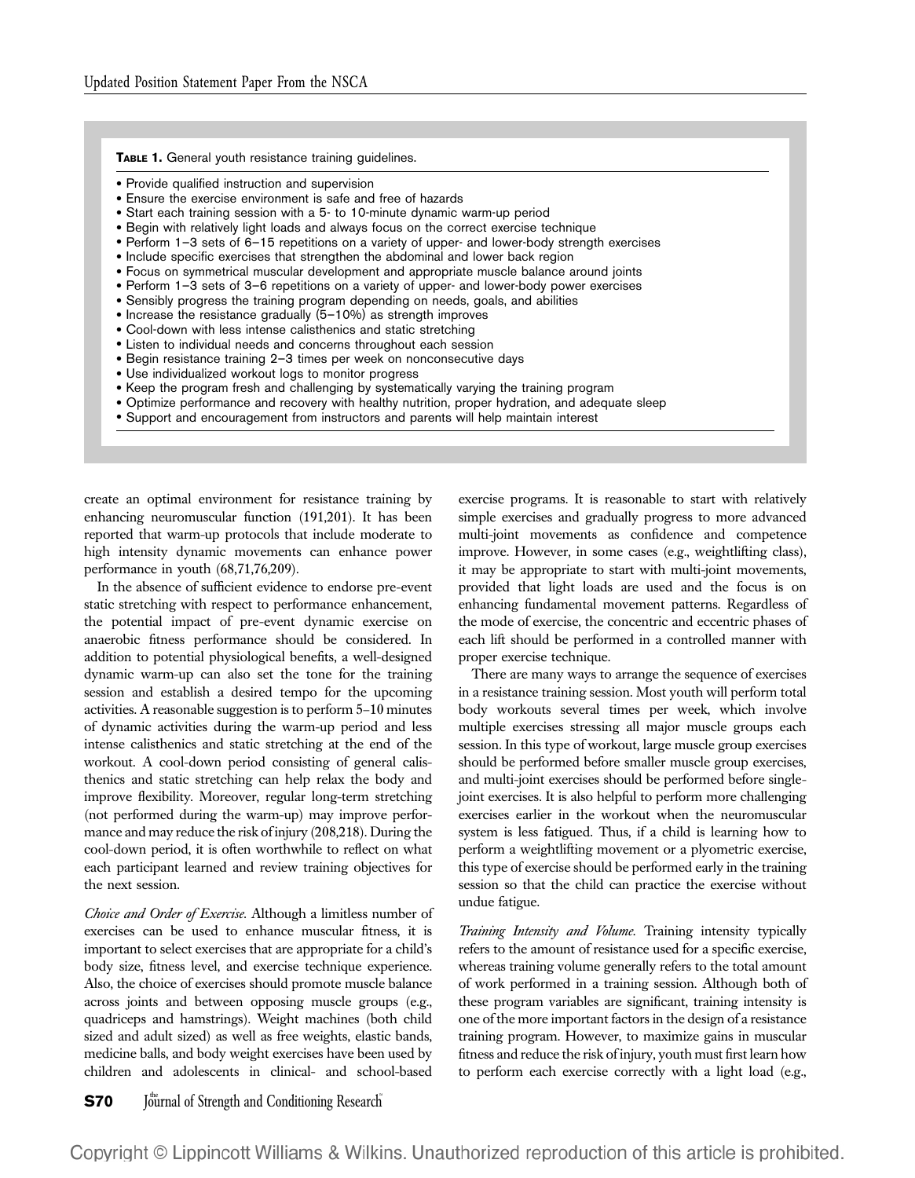**Table 1.** General youth resistance training guidelines.

- Provide qualified instruction and supervision
- Ensure the exercise environment is safe and free of hazards
- Start each training session with a 5- to 10-minute dynamic warm-up period
- Begin with relatively light loads and always focus on the correct exercise technique
- Perform 1–3 sets of 6–15 repetitions on a variety of upper- and lower-body strength exercises
- Include specific exercises that strengthen the abdominal and lower back region
- Focus on symmetrical muscular development and appropriate muscle balance around joints
- Perform 1–3 sets of 3–6 repetitions on a variety of upper- and lower-body power exercises
- Sensibly progress the training program depending on needs, goals, and abilities
- Increase the resistance gradually (5–10%) as strength improves
- Cool-down with less intense calisthenics and static stretching
- Listen to individual needs and concerns throughout each session
- Begin resistance training 2–3 times per week on nonconsecutive days
- Use individualized workout logs to monitor progress
- Keep the program fresh and challenging by systematically varying the training program
- Optimize performance and recovery with healthy nutrition, proper hydration, and adequate sleep
- Support and encouragement from instructors and parents will help maintain interest

create an optimal environment for resistance training by enhancing neuromuscular function (191,201). It has been reported that warm-up protocols that include moderate to high intensity dynamic movements can enhance power performance in youth (68,71,76,209).

In the absence of sufficient evidence to endorse pre-event static stretching with respect to performance enhancement, the potential impact of pre-event dynamic exercise on anaerobic fitness performance should be considered. In addition to potential physiological benefits, a well-designed dynamic warm-up can also set the tone for the training session and establish a desired tempo for the upcoming activities. A reasonable suggestion is to perform 5–10 minutes of dynamic activities during the warm-up period and less intense calisthenics and static stretching at the end of the workout. A cool-down period consisting of general calisthenics and static stretching can help relax the body and improve flexibility. Moreover, regular long-term stretching (not performed during the warm-up) may improve performance and may reduce the risk of injury (208,218). During the cool-down period, it is often worthwhile to reflect on what each participant learned and review training objectives for the next session.

*Choice and Order of Exercise.* Although a limitless number of exercises can be used to enhance muscular fitness, it is important to select exercises that are appropriate for a child's body size, fitness level, and exercise technique experience. Also, the choice of exercises should promote muscle balance across joints and between opposing muscle groups (e.g., quadriceps and hamstrings). Weight machines (both child sized and adult sized) as well as free weights, elastic bands, medicine balls, and body weight exercises have been used by children and adolescents in clinical- and school-based exercise programs. It is reasonable to start with relatively simple exercises and gradually progress to more advanced multi-joint movements as confidence and competence improve. However, in some cases (e.g., weightlifting class), it may be appropriate to start with multi-joint movements, provided that light loads are used and the focus is on enhancing fundamental movement patterns. Regardless of the mode of exercise, the concentric and eccentric phases of each lift should be performed in a controlled manner with proper exercise technique.

There are many ways to arrange the sequence of exercises in a resistance training session. Most youth will perform total body workouts several times per week, which involve multiple exercises stressing all major muscle groups each session. In this type of workout, large muscle group exercises should be performed before smaller muscle group exercises, and multi-joint exercises should be performed before single-joint exercises. It is also helpful to perform more challenging exercises earlier in the workout when the neuromuscular system is less fatigued. Thus, if a child is learning how to perform a weightlifting movement or a plyometric exercise, this type of exercise should be performed early in the training session so that the child can practice the exercise without undue fatigue.

*Training Intensity and Volume.* Training intensity typically refers to the amount of resistance used for a specific exercise, whereas training volume generally refers to the total amount of work performed in a training session. Although both of these program variables are significant, training intensity is one of the more important factors in the design of a resistance training program. However, to maximize gains in muscular fitness and reduce the risk of injury, youth must first learn how to perform each exercise correctly with a light load (e.g.,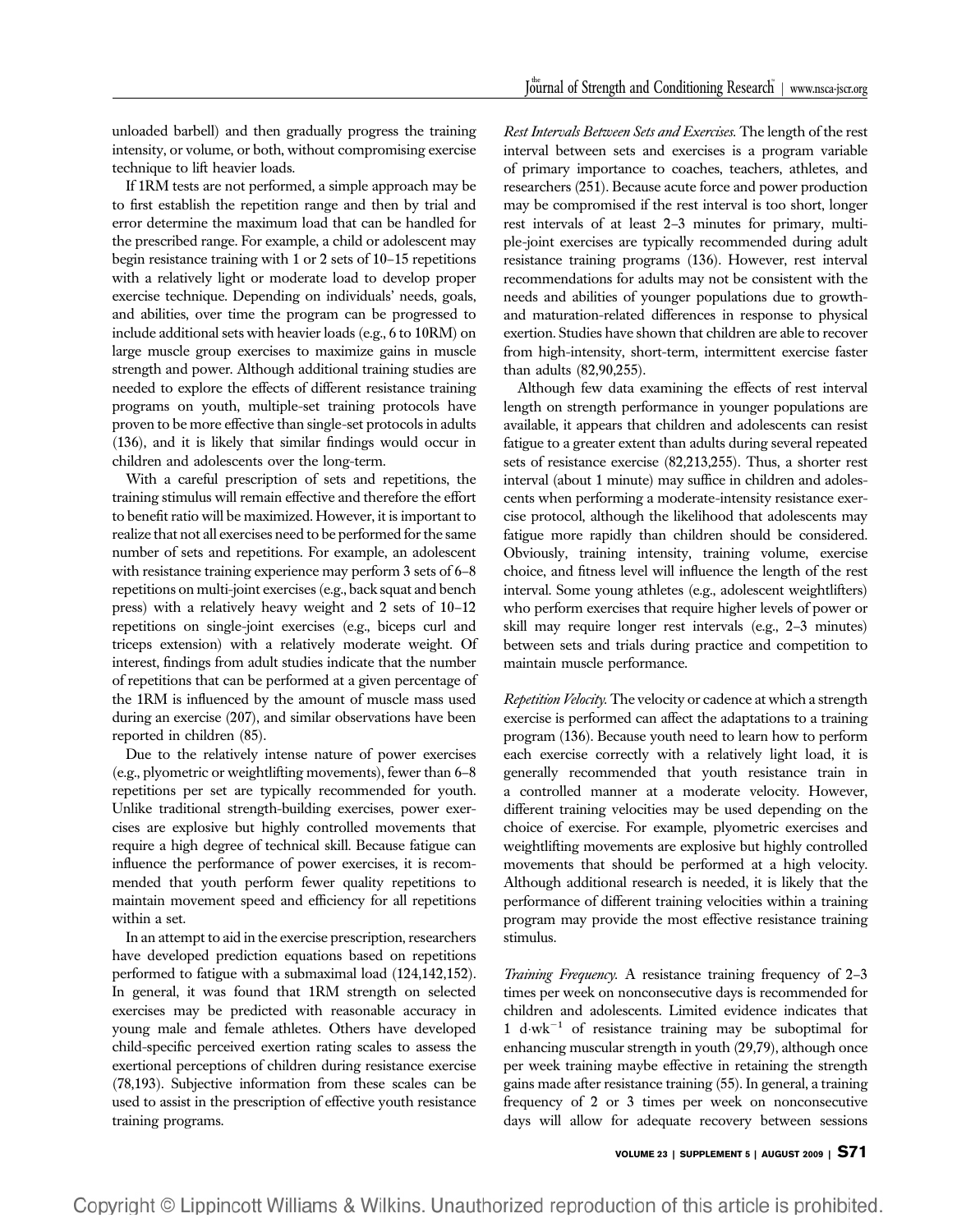unloaded barbell) and then gradually progress the training intensity, or volume, or both, without compromising exercise technique to lift heavier loads.

If 1RM tests are not performed, a simple approach may be to first establish the repetition range and then by trial and error determine the maximum load that can be handled for the prescribed range. For example, a child or adolescent may begin resistance training with 1 or 2 sets of 10–15 repetitions with a relatively light or moderate load to develop proper exercise technique. Depending on individuals' needs, goals, and abilities, over time the program can be progressed to include additional sets with heavier loads (e.g., 6 to 10RM) on large muscle group exercises to maximize gains in muscle strength and power. Although additional training studies are needed to explore the effects of different resistance training programs on youth, multiple-set training protocols have proven to be more effective than single-set protocols in adults (136), and it is likely that similar findings would occur in children and adolescents over the long-term.

With a careful prescription of sets and repetitions, the training stimulus will remain effective and therefore the effort to benefit ratio will be maximized. However, it is important to realize that not all exercises need to be performed for the same number of sets and repetitions. For example, an adolescent with resistance training experience may perform 3 sets of 6–8 repetitions on multi-joint exercises (e.g., back squat and bench press) with a relatively heavy weight and 2 sets of 10–12 repetitions on single-joint exercises (e.g., biceps curl and triceps extension) with a relatively moderate weight. Of interest, findings from adult studies indicate that the number of repetitions that can be performed at a given percentage of the 1RM is influenced by the amount of muscle mass used during an exercise (207), and similar observations have been reported in children (85).

Due to the relatively intense nature of power exercises (e.g., plyometric or weightlifting movements), fewer than 6–8 repetitions per set are typically recommended for youth. Unlike traditional strength-building exercises, power exercises are explosive but highly controlled movements that require a high degree of technical skill. Because fatigue can influence the performance of power exercises, it is recommended that youth perform fewer quality repetitions to maintain movement speed and efficiency for all repetitions within a set.

In an attempt to aid in the exercise prescription, researchers have developed prediction equations based on repetitions performed to fatigue with a submaximal load (124,142,152). In general, it was found that 1RM strength on selected exercises may be predicted with reasonable accuracy in young male and female athletes. Others have developed child-specific perceived exertion rating scales to assess the exertional perceptions of children during resistance exercise (78,193). Subjective information from these scales can be used to assist in the prescription of effective youth resistance training programs.

*Rest Intervals Between Sets and Exercises.* The length of the rest interval between sets and exercises is a program variable of primary importance to coaches, teachers, athletes, and researchers (251). Because acute force and power production may be compromised if the rest interval is too short, longer rest intervals of at least 2–3 minutes for primary, multiple-joint exercises are typically recommended during adult resistance training programs (136). However, rest interval recommendations for adults may not be consistent with the needs and abilities of younger populations due to growth- and maturation-related differences in response to physical exertion. Studies have shown that children are able to recover from high-intensity, short-term, intermittent exercise faster than adults (82,90,255).

Although few data examining the effects of rest interval length on strength performance in younger populations are available, it appears that children and adolescents can resist fatigue to a greater extent than adults during several repeated sets of resistance exercise (82,213,255). Thus, a shorter rest interval (about 1 minute) may suffice in children and adolescents when performing a moderate-intensity resistance exercise protocol, although the likelihood that adolescents may fatigue more rapidly than children should be considered. Obviously, training intensity, training volume, exercise choice, and fitness level will influence the length of the rest interval. Some young athletes (e.g., adolescent weightlifters) who perform exercises that require higher levels of power or skill may require longer rest intervals (e.g., 2–3 minutes) between sets and trials during practice and competition to maintain muscle performance.

*Repetition Velocity.* The velocity or cadence at which a strength exercise is performed can affect the adaptations to a training program (136). Because youth need to learn how to perform each exercise correctly with a relatively light load, it is generally recommended that youth resistance train in a controlled manner at a moderate velocity. However, different training velocities may be used depending on the choice of exercise. For example, plyometric exercises and weightlifting movements are explosive but highly controlled movements that should be performed at a high velocity. Although additional research is needed, it is likely that the performance of different training velocities within a training program may provide the most effective resistance training stimulus.

*Training Frequency.* A resistance training frequency of 2–3 times per week on nonconsecutive days is recommended for children and adolescents. Limited evidence indicates that 1 $d \cdot wk^{-1}$ of resistance training may be suboptimal for enhancing muscular strength in youth (29,79), although once per week training maybe effective in retaining the strength gains made after resistance training (55). In general, a training frequency of 2 or 3 times per week on nonconsecutive days will allow for adequate recovery between sessions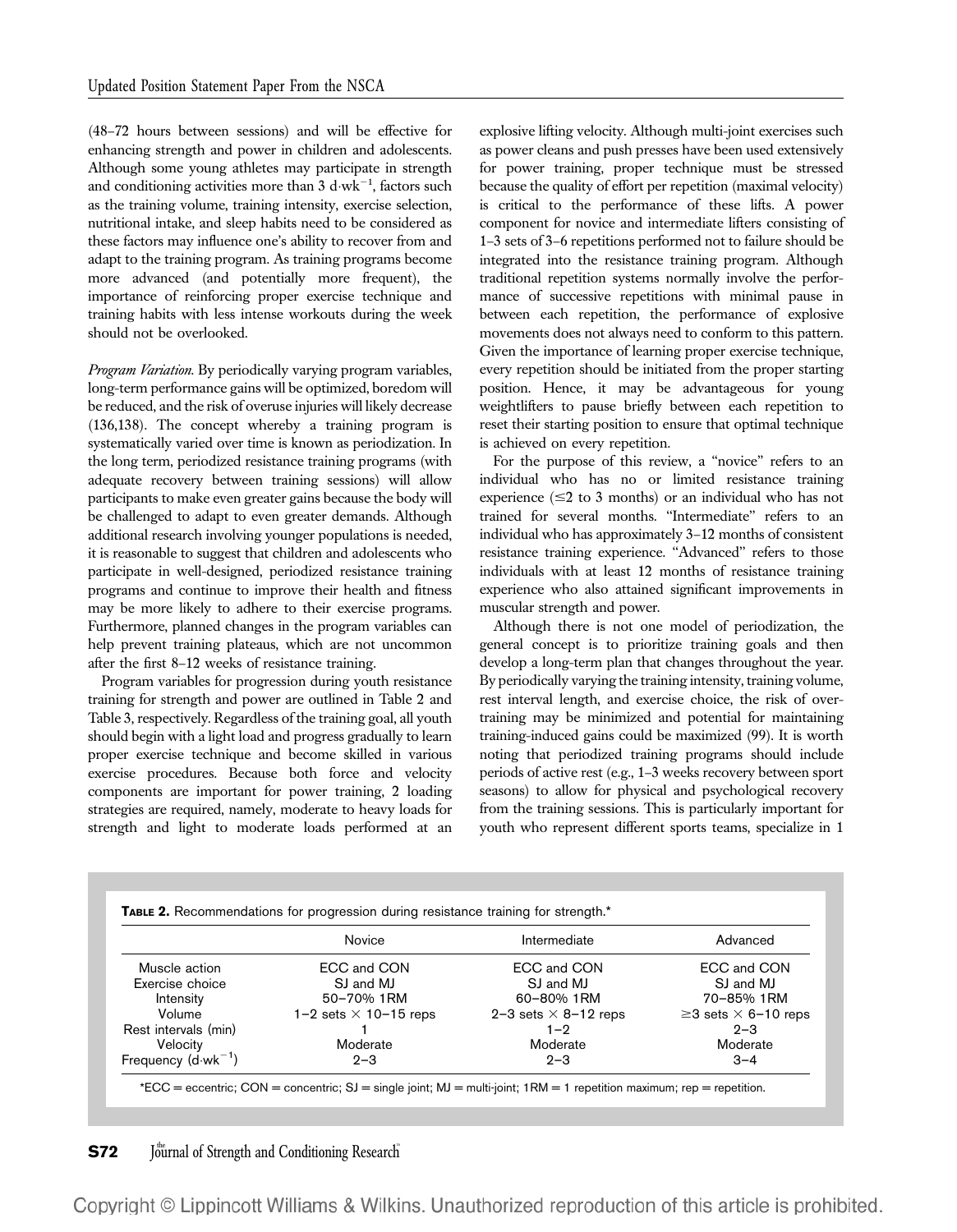(48–72 hours between sessions) and will be effective for enhancing strength and power in children and adolescents. Although some young athletes may participate in strength and conditioning activities more than 3 $d \cdot wk^{-1}$, factors such as the training volume, training intensity, exercise selection, nutritional intake, and sleep habits need to be considered as these factors may influence one's ability to recover from and adapt to the training program. As training programs become more advanced (and potentially more frequent), the importance of reinforcing proper exercise technique and training habits with less intense workouts during the week should not be overlooked.

*Program Variation.* By periodically varying program variables, long-term performance gains will be optimized, boredom will be reduced, and the risk of overuse injuries will likely decrease (136,138). The concept whereby a training program is systematically varied over time is known as periodization. In the long term, periodized resistance training programs (with adequate recovery between training sessions) will allow participants to make even greater gains because the body will be challenged to adapt to even greater demands. Although additional research involving younger populations is needed, it is reasonable to suggest that children and adolescents who participate in well-designed, periodized resistance training programs and continue to improve their health and fitness may be more likely to adhere to their exercise programs. Furthermore, planned changes in the program variables can help prevent training plateaus, which are not uncommon after the first 8–12 weeks of resistance training.

Program variables for progression during youth resistance training for strength and power are outlined in Table 2 and Table 3, respectively. Regardless of the training goal, all youth should begin with a light load and progress gradually to learn proper exercise technique and become skilled in various exercise procedures. Because both force and velocity components are important for power training, 2 loading strategies are required, namely, moderate to heavy loads for strength and light to moderate loads performed at an explosive lifting velocity. Although multi-joint exercises such as power cleans and push presses have been used extensively for power training, proper technique must be stressed because the quality of effort per repetition (maximal velocity) is critical to the performance of these lifts. A power component for novice and intermediate lifters consisting of 1–3 sets of 3–6 repetitions performed not to failure should be integrated into the resistance training program. Although traditional repetition systems normally involve the performance of successive repetitions with minimal pause in between each repetition, the performance of explosive movements does not always need to conform to this pattern. Given the importance of learning proper exercise technique, every repetition should be initiated from the proper starting position. Hence, it may be advantageous for young weightlifters to pause briefly between each repetition to reset their starting position to ensure that optimal technique is achieved on every repetition.

For the purpose of this review, a "novice" refers to an individual who has no or limited resistance training experience (≤2 to 3 months) or an individual who has not trained for several months. "Intermediate" refers to an individual who has approximately 3–12 months of consistent resistance training experience. "Advanced" refers to those individuals with at least 12 months of resistance training experience who also attained significant improvements in muscular strength and power.

Although there is not one model of periodization, the general concept is to prioritize training goals and then develop a long-term plan that changes throughout the year. By periodically varying the training intensity, training volume, rest interval length, and exercise choice, the risk of overtraining may be minimized and potential for maintaining training-induced gains could be maximized (99). It is worth noting that periodized training programs should include periods of active rest (e.g., 1–3 weeks recovery between sport seasons) to allow for physical and psychological recovery from the training sessions. This is particularly important for youth who represent different sports teams, specialize in 1

**Table 2.** Recommendations for progression during resistance training for strength.*

| | Novice | Intermediate | Advanced |
|---|---|---|---|
| Muscle action | ECC and CON | ECC and CON | ECC and CON |
| Exercise choice | SJ and MJ | SJ and MJ | SJ and MJ |
| Intensity | 50–70% 1RM | 60–80% 1RM | 70–85% 1RM |
| Volume | 1–2 sets × 10–15 reps | 2–3 sets × 8–12 reps | ≥3 sets × 6–10 reps |
| Rest intervals (min) | 1 | 1–2 | 2–3 |
| Velocity | Moderate | Moderate | Moderate |
| Frequency ($d \cdot wk^{-1}$) | 2–3 | 2–3 | 3–4 |

*ECC = eccentric; CON = concentric; SJ = single joint; MJ = multi-joint; 1RM = 1 repetition maximum; rep = repetition.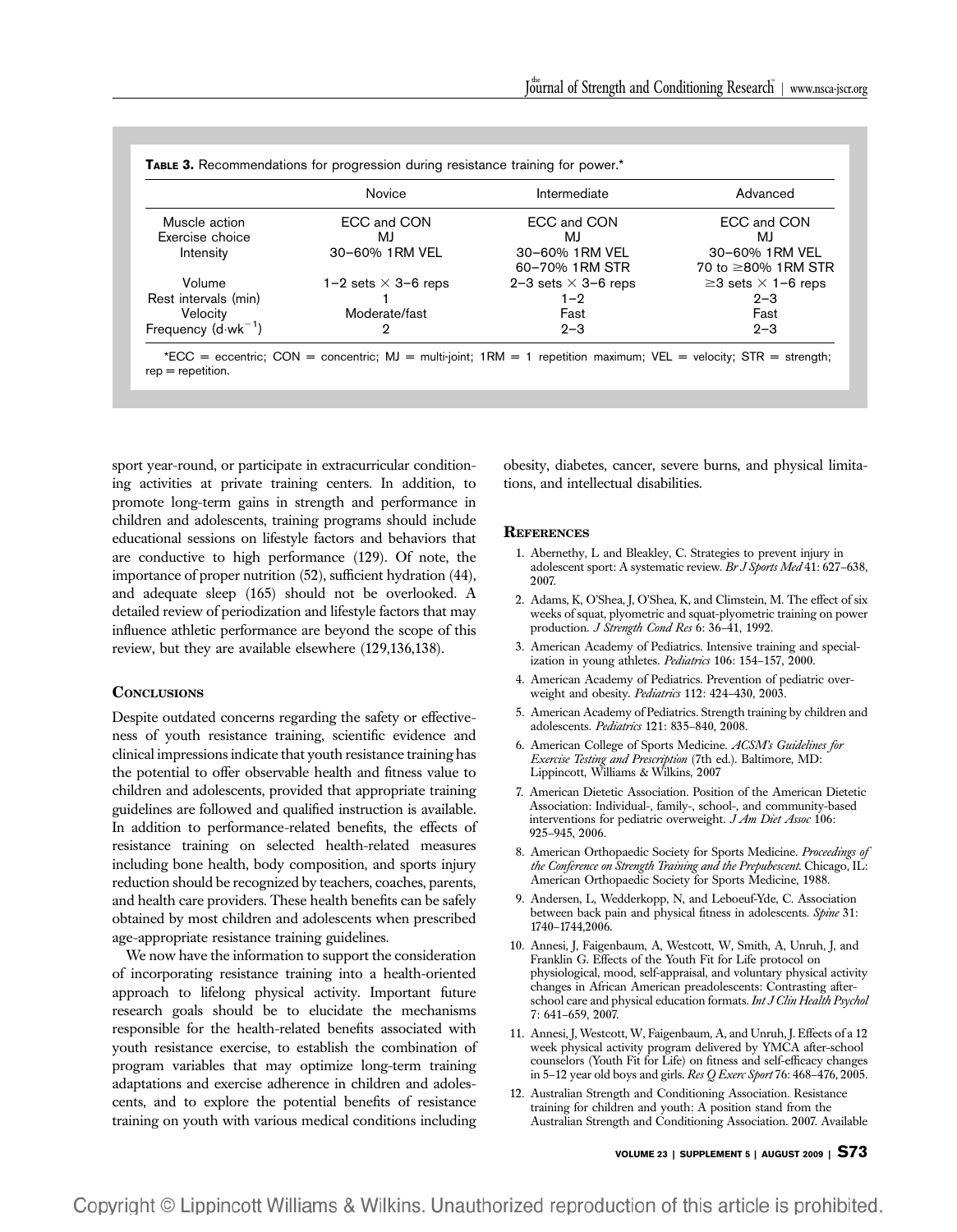**Table 3.** Recommendations for progression during resistance training for power.*

| | Novice | Intermediate | Advanced |
|---|---|---|---|
| Muscle action | ECC and CON | ECC and CON | ECC and CON |
| Exercise choice | MJ | MJ | MJ |
| Intensity | 30–60% 1RM VEL | 30–60% 1RM VEL<br>60–70% 1RM STR | 30–60% 1RM VEL<br>70 to ≥80% 1RM STR |
| Volume | 1–2 sets × 3–6 reps | 2–3 sets × 3–6 reps | ≥3 sets × 1–6 reps |
| Rest intervals (min) | 1 | 1–2 | 2–3 |
| Velocity | Moderate/fast | Fast | Fast |
| Frequency ($d \cdot wk^{-1}$) | 2 | 2–3 | 2–3 |

*ECC = eccentric; CON = concentric; MJ = multi-joint; 1RM = 1 repetition maximum; VEL = velocity; STR = strength; rep = repetition.

sport year-round, or participate in extracurricular conditioning activities at private training centers. In addition, to promote long-term gains in strength and performance in children and adolescents, training programs should include educational sessions on lifestyle factors and behaviors that are conductive to high performance (129). Of note, the importance of proper nutrition (52), sufficient hydration (44), and adequate sleep (165) should not be overlooked. A detailed review of periodization and lifestyle factors that may influence athletic performance are beyond the scope of this review, but they are available elsewhere (129,136,138).

## Conclusions

Despite outdated concerns regarding the safety or effectiveness of youth resistance training, scientific evidence and clinical impressions indicate that youth resistance training has the potential to offer observable health and fitness value to children and adolescents, provided that appropriate training guidelines are followed and qualified instruction is available. In addition to performance-related benefits, the effects of resistance training on selected health-related measures including bone health, body composition, and sports injury reduction should be recognized by teachers, coaches, parents, and health care providers. These health benefits can be safely obtained by most children and adolescents when prescribed age-appropriate resistance training guidelines.

We now have the information to support the consideration of incorporating resistance training into a health-oriented approach to lifelong physical activity. Important future research goals should be to elucidate the mechanisms responsible for the health-related benefits associated with youth resistance exercise, to establish the combination of program variables that may optimize long-term training adaptations and exercise adherence in children and adolescents, and to explore the potential benefits of resistance training on youth with various medical conditions including obesity, diabetes, cancer, severe burns, and physical limitations, and intellectual disabilities.

## References

1. Abernethy, L and Bleakley, C. Strategies to prevent injury in adolescent sport: A systematic review. *Br J Sports Med* 41: 627–638, 2007.
2. Adams, K, O'Shea, J, O'Shea, K, and Climstein, M. The effect of six weeks of squat, plyometric and squat-plyometric training on power production. *J Strength Cond Res* 6: 36–41, 1992.
3. American Academy of Pediatrics. Intensive training and specialization in young athletes. *Pediatrics* 106: 154–157, 2000.
4. American Academy of Pediatrics. Prevention of pediatric overweight and obesity. *Pediatrics* 112: 424–430, 2003.
5. American Academy of Pediatrics. Strength training by children and adolescents. *Pediatrics* 121: 835–840, 2008.
6. American College of Sports Medicine. *ACSM's Guidelines for Exercise Testing and Prescription* (7th ed.). Baltimore, MD: Lippincott, Williams & Wilkins, 2007
7. American Dietetic Association. Position of the American Dietetic Association: Individual-, family-, school-, and community-based interventions for pediatric overweight. *J Am Diet Assoc* 106: 925–945, 2006.
8. American Orthopaedic Society for Sports Medicine. *Proceedings of the Conference on Strength Training and the Prepubescent.* Chicago, IL: American Orthopaedic Society for Sports Medicine, 1988.
9. Andersen, L, Wedderkopp, N, and Leboeuf-Yde, C. Association between back pain and physical fitness in adolescents. *Spine* 31: 1740–1744,2006.
10. Annesi, J, Faigenbaum, A, Westcott, W, Smith, A, Unruh, J, and Franklin G. Effects of the Youth Fit for Life protocol on physiological, mood, self-appraisal, and voluntary physical activity changes in African American preadolescents: Contrasting after-school care and physical education formats. *Int J Clin Health Psychol* 7: 641–659, 2007.
11. Annesi, J, Westcott, W, Faigenbaum, A, and Unruh, J. Effects of a 12 week physical activity program delivered by YMCA after-school counselors (Youth Fit for Life) on fitness and self-efficacy changes in 5–12 year old boys and girls. *Res Q Exerc Sport* 76: 468–476, 2005.
12. Australian Strength and Conditioning Association. Resistance training for children and youth: A position stand from the Australian Strength and Conditioning Association. 2007. Available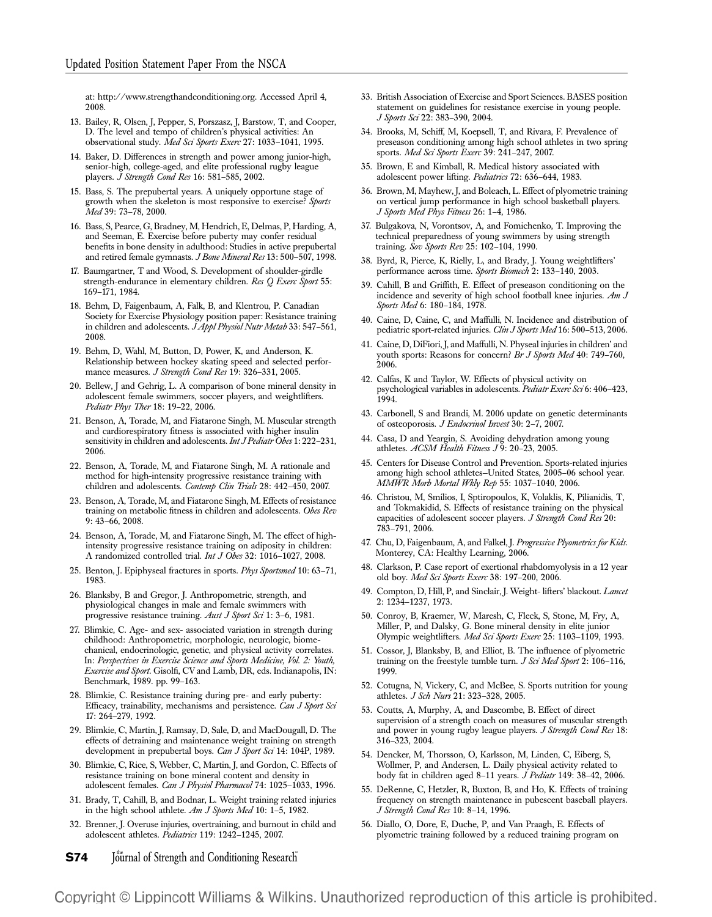at: http://www.strengthandconditioning.org. Accessed April 4, 2008.

13. Bailey, R, Olsen, J, Pepper, S, Porszasz, J, Barstow, T, and Cooper, D. The level and tempo of children's physical activities: An observational study. *Med Sci Sports Exerc* 27: 1033–1041, 1995.
14. Baker, D. Differences in strength and power among junior-high, senior-high, college-aged, and elite professional rugby league players. *J Strength Cond Res* 16: 581–585, 2002.
15. Bass, S. The prepubertal years. A uniquely opportune stage of growth when the skeleton is most responsive to exercise? *Sports Med* 39: 73–78, 2000.
16. Bass, S, Pearce, G, Bradney, M, Hendrich, E, Delmas, P, Harding, A, and Seeman, E. Exercise before puberty may confer residual benefits in bone density in adulthood: Studies in active prepubertal and retired female gymnasts. *J Bone Mineral Res* 13: 500–507, 1998.
17. Baumgartner, T and Wood, S. Development of shoulder-girdle strength-endurance in elementary children. *Res Q Exerc Sport* 55: 169–171, 1984.
18. Behm, D, Faigenbaum, A, Falk, B, and Klentrou, P. Canadian Society for Exercise Physiology position paper: Resistance training in children and adolescents. *J Appl Physiol Nutr Metab* 33: 547–561, 2008.
19. Behm, D, Wahl, M, Button, D, Power, K, and Anderson, K. Relationship between hockey skating speed and selected performance measures. *J Strength Cond Res* 19: 326–331, 2005.
20. Bellew, J and Gehrig, L. A comparison of bone mineral density in adolescent female swimmers, soccer players, and weightlifters. *Pediatr Phys Ther* 18: 19–22, 2006.
21. Benson, A, Torade, M, and Fiatarone Singh, M. Muscular strength and cardiorespiratory fitness is associated with higher insulin sensitivity in children and adolescents. *Int J Pediatr Obes* 1: 222–231, 2006.
22. Benson, A, Torade, M, and Fiatarone Singh, M. A rationale and method for high-intensity progressive resistance training with children and adolescents. *Contemp Clin Trials* 28: 442–450, 2007.
23. Benson, A, Torade, M, and Fiatarone Singh, M. Effects of resistance training on metabolic fitness in children and adolescents. *Obes Rev* 9: 43–66, 2008.
24. Benson, A, Torade, M, and Fiatarone Singh, M. The effect of high-intensity progressive resistance training on adiposity in children: A randomized controlled trial. *Int J Obes* 32: 1016–1027, 2008.
25. Benton, J. Epiphyseal fractures in sports. *Phys Sportsmed* 10: 63–71, 1983.
26. Blanksby, B and Gregor, J. Anthropometric, strength, and physiological changes in male and female swimmers with progressive resistance training. *Aust J Sport Sci* 1: 3–6, 1981.
27. Blimkie, C. Age- and sex- associated variation in strength during childhood: Anthropometric, morphologic, neurologic, biomechanical, endocrinologic, genetic, and physical activity correlates. In: *Perspectives in Exercise Science and Sports Medicine, Vol. 2: Youth, Exercise and Sport*. Gisolfi, CV and Lamb, DR, eds. Indianapolis, IN: Benchmark, 1989. pp. 99–163.
28. Blimkie, C. Resistance training during pre- and early puberty: Efficacy, trainability, mechanisms and persistence. *Can J Sport Sci* 17: 264–279, 1992.
29. Blimkie, C, Martin, J, Ramsay, D, Sale, D, and MacDougall, D. The effects of detraining and maintenance weight training on strength development in prepubertal boys. *Can J Sport Sci* 14: 104P, 1989.
30. Blimkie, C, Rice, S, Webber, C, Martin, J, and Gordon, C. Effects of resistance training on bone mineral content and density in adolescent females. *Can J Physiol Pharmacol* 74: 1025–1033, 1996.
31. Brady, T, Cahill, B, and Bodnar, L. Weight training related injuries in the high school athlete. *Am J Sports Med* 10: 1–5, 1982.
32. Brenner, J. Overuse injuries, overtraining, and burnout in child and adolescent athletes. *Pediatrics* 119: 1242–1245, 2007.
33. British Association of Exercise and Sport Sciences. BASES position statement on guidelines for resistance exercise in young people. *J Sports Sci* 22: 383–390, 2004.
34. Brooks, M, Schiff, M, Koepsell, T, and Rivara, F. Prevalence of preseason conditioning among high school athletes in two spring sports. *Med Sci Sports Exerc* 39: 241–247, 2007.
35. Brown, E and Kimball, R. Medical history associated with adolescent power lifting. *Pediatrics* 72: 636–644, 1983.
36. Brown, M, Mayhew, J, and Boleach, L. Effect of plyometric training on vertical jump performance in high school basketball players. *J Sports Med Phys Fitness* 26: 1–4, 1986.
37. Bulgakova, N, Vorontsov, A, and Fomichenko, T. Improving the technical preparedness of young swimmers by using strength training. *Sov Sports Rev* 25: 102–104, 1990.
38. Byrd, R, Pierce, K, Rielly, L, and Brady, J. Young weightlifters' performance across time. *Sports Biomech* 2: 133–140, 2003.
39. Cahill, B and Griffith, E. Effect of preseason conditioning on the incidence and severity of high school football knee injuries. *Am J Sports Med* 6: 180–184, 1978.
40. Caine, D, Caine, C, and Maffulli, N. Incidence and distribution of pediatric sport-related injuries. *Clin J Sports Med* 16: 500–513, 2006.
41. Caine, D, DiFiori, J, and Maffulli, N. Physeal injuries in children' and youth sports: Reasons for concern? *Br J Sports Med* 40: 749–760, 2006.
42. Calfas, K and Taylor, W. Effects of physical activity on psychological variables in adolescents. *Pediatr Exerc Sci* 6: 406–423, 1994.
43. Carbonell, S and Brandi, M. 2006 update on genetic determinants of osteoporosis. *J Endocrinol Invest* 30: 2–7, 2007.
44. Casa, D and Yeargin, S. Avoiding dehydration among young athletes. *ACSM Health Fitness J* 9: 20–23, 2005.
45. Centers for Disease Control and Prevention. Sports-related injuries among high school athletes–United States, 2005–06 school year. *MMWR Morb Mortal Wkly Rep* 55: 1037–1040, 2006.
46. Christou, M, Smilios, I, Sptiropoulos, K, Volaklis, K, Pilianidis, T, and Tokmakidid, S. Effects of resistance training on the physical capacities of adolescent soccer players. *J Strength Cond Res* 20: 783–791, 2006.
47. Chu, D, Faigenbaum, A, and Falkel, J. *Progressive Plyometrics for Kids*. Monterey, CA: Healthy Learning, 2006.
48. Clarkson, P. Case report of exertional rhabdomyolysis in a 12 year old boy. *Med Sci Sports Exerc* 38: 197–200, 2006.
49. Compton, D, Hill, P, and Sinclair, J. Weight- lifters' blackout. *Lancet* 2: 1234–1237, 1973.
50. Conroy, B, Kraemer, W, Maresh, C, Fleck, S, Stone, M, Fry, A, Miller, P, and Dalsky, G. Bone mineral density in elite junior Olympic weightlifters. *Med Sci Sports Exerc* 25: 1103–1109, 1993.
51. Cossor, J, Blanksby, B, and Elliot, B. The influence of plyometric training on the freestyle tumble turn. *J Sci Med Sport* 2: 106–116, 1999.
52. Cotugna, N, Vickery, C, and McBee, S. Sports nutrition for young athletes. *J Sch Nurs* 21: 323–328, 2005.
53. Coutts, A, Murphy, A, and Dascombe, B. Effect of direct supervision of a strength coach on measures of muscular strength and power in young rugby league players. *J Strength Cond Res* 18: 316–323, 2004.
54. Dencker, M, Thorsson, O, Karlsson, M, Linden, C, Eiberg, S, Wollmer, P, and Andersen, L. Daily physical activity related to body fat in children aged 8–11 years. *J Pediatr* 149: 38–42, 2006.
55. DeRenne, C, Hetzler, R, Buxton, B, and Ho, K. Effects of training frequency on strength maintenance in pubescent baseball players. *J Strength Cond Res* 10: 8–14, 1996.
56. Diallo, O, Dore, E, Duche, P, and Van Praagh, E. Effects of plyometric training followed by a reduced training program on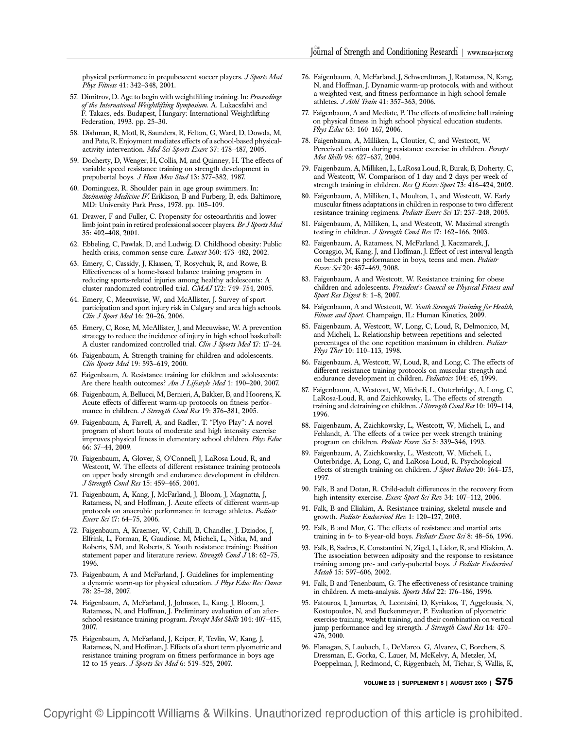physical performance in prepubescent soccer players. *J Sports Med Phys Fitness* 41: 342–348, 2001.

57. Dimitrov, D. Age to begin with weightlifting training. In: *Proceedings of the International Weightlifting Symposium.* A. Lukacsfalvi and F. Takacs, eds. Budapest, Hungary: International Weightlifting Federation, 1993. pp. 25–30.

58. Dishman, R, Motl, R, Saunders, R, Felton, G, Ward, D, Dowda, M, and Pate, R. Enjoyment mediates effects of a school-based physical-activity intervention. *Med Sci Sports Exerc* 37: 478–487, 2005.

59. Docherty, D, Wenger, H, Collis, M, and Quinney, H. The effects of variable speed resistance training on strength development in prepubertal boys. *J Hum Mov Stud* 13: 377–382, 1987.

60. Dominguez, R. Shoulder pain in age group swimmers. In: *Swimming Medicine IV.* Erikkson, B and Furberg, B, eds. Baltimore, MD: University Park Press, 1978. pp. 105–109.

61. Drawer, F and Fuller, C. Propensity for osteoarthritis and lower limb joint pain in retired professional soccer players. *Br J Sports Med* 35: 402–408, 2001.

62. Ebbeling, C, Pawlak, D, and Ludwig, D. Childhood obesity: Public health crisis, common sense cure. *Lancet* 360: 473–482, 2002.

63. Emery, C, Cassidy, J, Klassen, T, Rosychuk, R, and Rowe, B. Effectiveness of a home-based balance training program in reducing sports-related injuries among healthy adolescents: A cluster randomized controlled trial. *CMAJ* 172: 749–754, 2005.

64. Emery, C, Meeuwisse, W, and McAllister, J. Survey of sport participation and sport injury risk in Calgary and area high schools. *Clin J Sport Med* 16: 20–26, 2006.

65. Emery, C, Rose, M, McAllister, J, and Meeuwisse, W. A prevention strategy to reduce the incidence of injury in high school basketball: A cluster randomized controlled trial. *Clin J Sports Med* 17: 17–24.

66. Faigenbaum, A. Strength training for children and adolescents. *Clin Sports Med* 19: 593–619, 2000.

67. Faigenbaum, A. Resistance training for children and adolescents: Are there health outcomes? *Am J Lifestyle Med* 1: 190–200, 2007.

68. Faigenbaum, A, Bellucci, M, Bernieri, A, Bakker, B, and Hoorens, K. Acute effects of different warm-up protocols on fitness performance in children. *J Strength Cond Res* 19: 376–381, 2005.

69. Faigenbaum, A, Farrell, A, and Radler, T. "Plyo Play": A novel program of short bouts of moderate and high intensity exercise improves physical fitness in elementary school children. *Phys Educ* 66: 37–44, 2009.

70. Faigenbaum, A, Glover, S, O'Connell, J, LaRosa Loud, R, and Westcott, W. The effects of different resistance training protocols on upper body strength and endurance development in children. *J Strength Cond Res* 15: 459–465, 2001.

71. Faigenbaum, A, Kang, J, McFarland, J, Bloom, J, Magnatta, J, Ratamess, N, and Hoffman, J. Acute effects of different warm-up protocols on anaerobic performance in teenage athletes. *Pediatr Exerc Sci* 17: 64–75, 2006.

72. Faigenbaum, A, Kraemer, W, Cahill, B, Chandler, J. Dziados, J, Elfrink, L, Forman, E, Gaudiose, M, Micheli, L, Nitka, M, and Roberts, S.M, and Roberts, S. Youth resistance training: Position statement paper and literature review. *Strength Cond J* 18: 62–75, 1996.

73. Faigenbaum, A and McFarland, J. Guidelines for implementing a dynamic warm-up for physical education. *J Phys Educ Rec Dance* 78: 25–28, 2007.

74. Faigenbaum, A, McFarland, J, Johnson, L, Kang, J, Bloom, J, Ratamess, N, and Hoffman, J. Preliminary evaluation of an after-school resistance training program. *Percept Mot Skills* 104: 407–415, 2007.

75. Faigenbaum, A, McFarland, J, Keiper, F, Tevlin, W, Kang, J, Ratamess, N, and Hoffman, J. Effects of a short term plyometric and resistance training program on fitness performance in boys age 12 to 15 years. *J Sports Sci Med* 6: 519–525, 2007.

76. Faigenbaum, A, McFarland, J, Schwerdtman, J, Ratamess, N, Kang, N, and Hoffman, J. Dynamic warm-up protocols, with and without a weighted vest, and fitness performance in high school female athletes. *J Athl Train* 41: 357–363, 2006.

77. Faigenbaum, A and Mediate, P. The effects of medicine ball training on physical fitness in high school physical education students. *Phys Educ* 63: 160–167, 2006.

78. Faigenbaum, A, Milliken, L, Cloutier, C, and Westcott, W. Perceived exertion during resistance exercise in children. *Percept Mot Skills* 98: 627–637, 2004.

79. Faigenbaum, A, Milliken, L, LaRosa Loud, R, Burak, B, Doherty, C, and Westcott, W. Comparison of 1 day and 2 days per week of strength training in children. *Res Q Exerc Sport* 73: 416–424, 2002.

80. Faigenbaum, A, Milliken, L, Moulton, L, and Westcott, W. Early muscular fitness adaptations in children in response to two different resistance training regimens. *Pediatr Exerc Sci* 17: 237–248, 2005.

81. Faigenbaum, A, Milliken, L, and Westcott, W. Maximal strength testing in children. *J Strength Cond Res* 17: 162–166, 2003.

82. Faigenbaum, A, Ratamess, N, McFarland, J, Kaczmarek, J, Coraggio, M, Kang, J, and Hoffman, J. Effect of rest interval length on bench press performance in boys, teens and men. *Pediatr Exerc Sci* 20: 457–469, 2008.

83. Faigenbaum, A and Westcott, W. Resistance training for obese children and adolescents. *President's Council on Physical Fitness and Sport Res Digest* 8: 1–8, 2007.

84. Faigenbaum, A and Westcott, W. *Youth Strength Training for Health, Fitness and Sport.* Champaign, IL: Human Kinetics, 2009.

85. Faigenbaum, A, Westcott, W, Long, C, Loud, R, Delmonico, M, and Micheli, L. Relationship between repetitions and selected percentages of the one repetition maximum in children. *Pediatr Phys Ther* 10: 110–113, 1998.

86. Faigenbaum, A, Westcott, W, Loud, R, and Long, C. The effects of different resistance training protocols on muscular strength and endurance development in children. *Pediatrics* 104: e5, 1999.

87. Faigenbaum, A, Westcott, W, Micheli, L, Outerbridge, A, Long, C, LaRosa-Loud, R, and Zaichkowsky, L. The effects of strength training and detraining on children. *J Strength Cond Res* 10: 109–114, 1996.

88. Faigenbaum, A, Zaichkowsky, L, Westcott, W, Micheli, L, and Fehlandt, A. The effects of a twice per week strength training program on children. *Pediatr Exerc Sci* 5: 339–346, 1993.

89. Faigenbaum, A, Zaichkowsky, L, Westcott, W, Micheli, L, Outerbridge, A, Long, C, and LaRosa-Loud, R. Psychological effects of strength training on children. *J Sport Behav* 20: 164–175, 1997.

90. Falk, B and Dotan, R. Child-adult differences in the recovery from high intensity exercise. *Exerc Sport Sci Rev* 34: 107–112, 2006.

91. Falk, B and Eliakim, A. Resistance training, skeletal muscle and growth. *Pediatr Endocrinol Rev* 1: 120–127, 2003.

92. Falk, B and Mor, G. The effects of resistance and martial arts training in 6- to 8-year-old boys. *Pediatr Exerc Sci* 8: 48–56, 1996.

93. Falk, B, Sadres, E, Constantini, N, Zigel, L, Lidor, R, and Eliakim, A. The association between adiposity and the response to resistance training among pre- and early-pubertal boys. *J Pediatr Endocrinol Metab* 15: 597–606, 2002.

94. Falk, B and Tenenbaum, G. The effectiveness of resistance training in children. A meta-analysis. *Sports Med* 22: 176–186, 1996.

95. Fatouros, I, Jamurtas, A, Leontsini, D, Kyriakos, T, Aggelousis, N, Kostopoulos, N, and Buckenmeyer, P. Evaluation of plyometric exercise training, weight training, and their combination on vertical jump performance and leg strength. *J Strength Cond Res* 14: 470–476, 2000.

96. Flanagan, S, Laubach, L, DeMarco, G, Alvarez, C, Borchers, S, Dressman, E, Gorka, C, Lauer, M, McKelvy, A, Metzler, M, Poeppelman, J, Redmond, C, Riggenbach, M, Tichar, S, Wallis, K,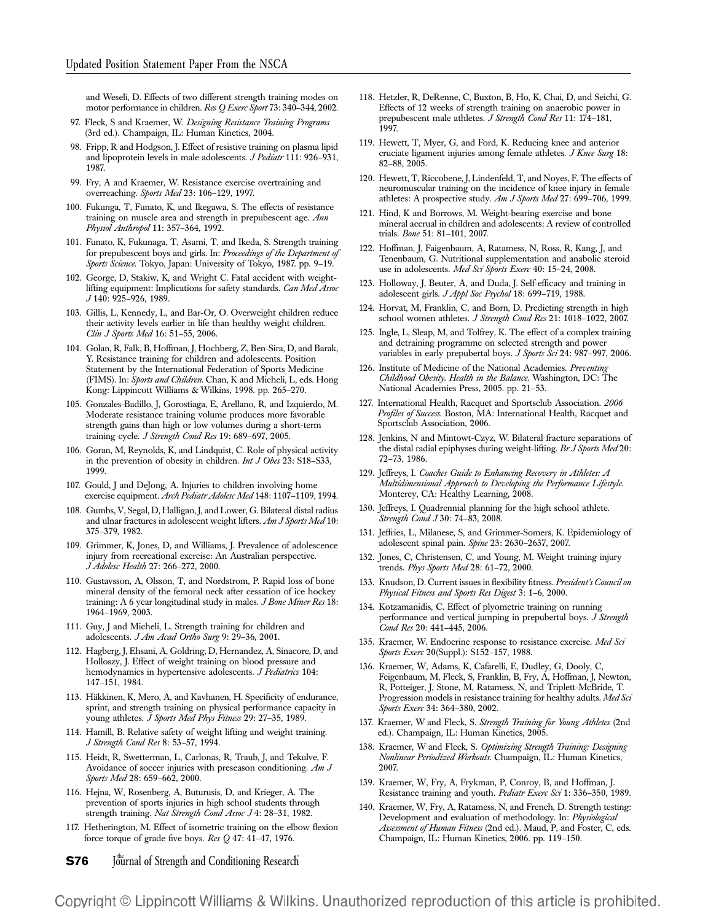and Weseli, D. Effects of two different strength training modes on motor performance in children. *Res Q Exerc Sport* 73: 340–344, 2002.

97. Fleck, S and Kraemer, W. *Designing Resistance Training Programs* (3rd ed.). Champaign, IL: Human Kinetics, 2004.
98. Fripp, R and Hodgson, J. Effect of resistive training on plasma lipid and lipoprotein levels in male adolescents. *J Pediatr* 111: 926–931, 1987.
99. Fry, A and Kraemer, W. Resistance exercise overtraining and overreaching. *Sports Med* 23: 106–129, 1997.
100. Fukunga, T, Funato, K, and Ikegawa, S. The effects of resistance training on muscle area and strength in prepubescent age. *Ann Physiol Anthropol* 11: 357–364, 1992.
101. Funato, K, Fukunaga, T, Asami, T, and Ikeda, S. Strength training for prepubescent boys and girls. In: *Proceedings of the Department of Sports Science.* Tokyo, Japan: University of Tokyo, 1987. pp. 9–19.
102. George, D, Stakiw, K, and Wright C. Fatal accident with weight-lifting equipment: Implications for safety standards. *Can Med Assoc J* 140: 925–926, 1989.
103. Gillis, L, Kennedy, L, and Bar-Or, O. Overweight children reduce their activity levels earlier in life than healthy weight children. *Clin J Sports Med* 16: 51–55, 2006.
104. Golan, R, Falk, B, Hoffman, J, Hochberg, Z, Ben-Sira, D, and Barak, Y. Resistance training for children and adolescents. Position Statement by the International Federation of Sports Medicine (FIMS). In: *Sports and Children.* Chan, K and Micheli, L, eds. Hong Kong: Lippincott Williams & Wilkins, 1998. pp. 265–270.
105. Gonzales-Badillo, J, Gorostiaga, E, Arellano, R, and Izquierdo, M. Moderate resistance training volume produces more favorable strength gains than high or low volumes during a short-term training cycle. *J Strength Cond Res* 19: 689–697, 2005.
106. Goran, M, Reynolds, K, and Lindquist, C. Role of physical activity in the prevention of obesity in children. *Int J Obes* 23: S18–S33, 1999.
107. Gould, J and DeJong, A. Injuries to children involving home exercise equipment. *Arch Pediatr Adolesc Med* 148: 1107–1109, 1994.
108. Gumbs, V, Segal, D, Halligan, J, and Lower, G. Bilateral distal radius and ulnar fractures in adolescent weight lifters. *Am J Sports Med* 10: 375–379, 1982.
109. Grimmer, K, Jones, D, and Williams, J. Prevalence of adolescence injury from recreational exercise: An Australian perspective. *J Adolesc Health* 27: 266–272, 2000.
110. Gustavsson, A, Olsson, T, and Nordstrom, P. Rapid loss of bone mineral density of the femoral neck after cessation of ice hockey training: A 6 year longitudinal study in males. *J Bone Miner Res* 18: 1964–1969, 2003.
111. Guy, J and Micheli, L. Strength training for children and adolescents. *J Am Acad Ortho Surg* 9: 29–36, 2001.
112. Hagberg, J, Ehsani, A, Goldring, D, Hernandez, A, Sinacore, D, and Holloszy, J. Effect of weight training on blood pressure and hemodynamics in hypertensive adolescents. *J Pediatrics* 104: 147–151, 1984.
113. Häkkinen, K, Mero, A, and Kavhanen, H. Specificity of endurance, sprint, and strength training on physical performance capacity in young athletes. *J Sports Med Phys Fitness* 29: 27–35, 1989.
114. Hamill, B. Relative safety of weight lifting and weight training. *J Strength Cond Res* 8: 53–57, 1994.
115. Heidt, R, Swetterman, L, Carlonas, R, Traub, J, and Tekulve, F. Avoidance of soccer injuries with preseason conditioning. *Am J Sports Med* 28: 659–662, 2000.
116. Hejna, W, Rosenberg, A, Buturusis, D, and Krieger, A. The prevention of sports injuries in high school students through strength training. *Nat Strength Cond Assoc J* 4: 28–31, 1982.
117. Hetherington, M. Effect of isometric training on the elbow flexion force torque of grade five boys. *Res Q* 47: 41–47, 1976.
118. Hetzler, R, DeRenne, C, Buxton, B, Ho, K, Chai, D, and Seichi, G. Effects of 12 weeks of strength training on anaerobic power in prepubescent male athletes. *J Strength Cond Res* 11: 174–181, 1997.
119. Hewett, T, Myer, G, and Ford, K. Reducing knee and anterior cruciate ligament injuries among female athletes. *J Knee Surg* 18: 82–88, 2005.
120. Hewett, T, Riccobene, J, Lindenfeld, T, and Noyes, F. The effects of neuromuscular training on the incidence of knee injury in female athletes: A prospective study. *Am J Sports Med* 27: 699–706, 1999.
121. Hind, K and Borrows, M. Weight-bearing exercise and bone mineral accrual in children and adolescents: A review of controlled trials. *Bone* 51: 81–101, 2007.
122. Hoffman, J, Faigenbaum, A, Ratamess, N, Ross, R, Kang, J, and Tenenbaum, G. Nutritional supplementation and anabolic steroid use in adolescents. *Med Sci Sports Exerc* 40: 15–24, 2008.
123. Holloway, J, Beuter, A, and Duda, J. Self-efficacy and training in adolescent girls. *J Appl Soc Psychol* 18: 699–719, 1988.
124. Horvat, M, Franklin, C, and Born, D. Predicting strength in high school women athletes. *J Strength Cond Res* 21: 1018–1022, 2007.
125. Ingle, L, Sleap, M, and Tolfrey, K. The effect of a complex training and detraining programme on selected strength and power variables in early prepubertal boys. *J Sports Sci* 24: 987–997, 2006.
126. Institute of Medicine of the National Academies. *Preventing Childhood Obesity. Health in the Balance.* Washington, DC: The National Academies Press, 2005. pp. 21–53.
127. International Health, Racquet and Sportsclub Association. *2006 Profiles of Success.* Boston, MA: International Health, Racquet and Sportsclub Association, 2006.
128. Jenkins, N and Mintowt-Czyz, W. Bilateral fracture separations of the distal radial epiphyses during weight-lifting. *Br J Sports Med* 20: 72–73, 1986.
129. Jeffreys, I. *Coaches Guide to Enhancing Recovery in Athletes: A Multidimensional Approach to Developing the Performance Lifestyle.* Monterey, CA: Healthy Learning, 2008.
130. Jeffreys, I. Quadrennial planning for the high school athlete. *Strength Cond J* 30: 74–83, 2008.
131. Jeffries, L, Milanese, S, and Grimmer-Somers, K. Epidemiology of adolescent spinal pain. *Spine* 23: 2630–2637, 2007.
132. Jones, C, Christensen, C, and Young, M. Weight training injury trends. *Phys Sports Med* 28: 61–72, 2000.
133. Knudson, D. Current issues in flexibility fitness. *President's Council on Physical Fitness and Sports Res Digest* 3: 1–6, 2000.
134. Kotzamanidis, C. Effect of plyometric training on running performance and vertical jumping in prepubertal boys. *J Strength Cond Res* 20: 441–445, 2006.
135. Kraemer, W. Endocrine response to resistance exercise. *Med Sci Sports Exerc* 20(Suppl.): S152–157, 1988.
136. Kraemer, W, Adams, K, Cafarelli, E, Dudley, G, Dooly, C, Feigenbaum, M, Fleck, S, Franklin, B, Fry, A, Hoffman, J, Newton, R, Potteiger, J, Stone, M, Ratamess, N, and Triplett-McBride, T. Progression models in resistance training for healthy adults. *Med Sci Sports Exerc* 34: 364–380, 2002.
137. Kraemer, W and Fleck, S. *Strength Training for Young Athletes* (2nd ed.). Champaign, IL: Human Kinetics, 2005.
138. Kraemer, W and Fleck, S. *Optimizing Strength Training: Designing Nonlinear Periodized Workouts.* Champaign, IL: Human Kinetics, 2007.
139. Kraemer, W, Fry, A, Frykman, P, Conroy, B, and Hoffman, J. Resistance training and youth. *Pediatr Exerc Sci* 1: 336–350, 1989.
140. Kraemer, W, Fry, A, Ratamess, N, and French, D. Strength testing: Development and evaluation of methodology. In: *Physiological Assessment of Human Fitness* (2nd ed.). Maud, P, and Foster, C, eds. Champaign, IL: Human Kinetics, 2006. pp. 119–150.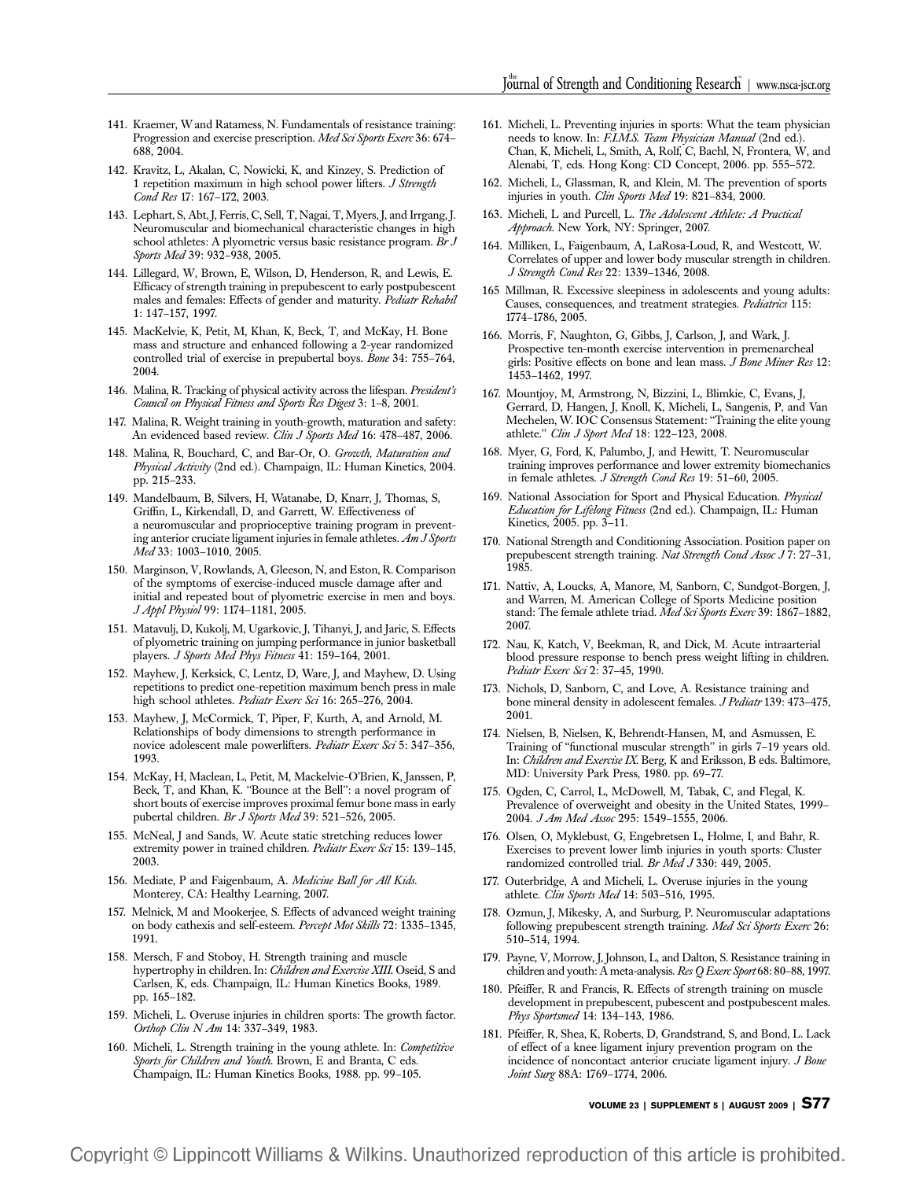141. Kraemer, W and Ratamess, N. Fundamentals of resistance training: Progression and exercise prescription. *Med Sci Sports Exerc* 36: 674–688, 2004.

142. Kravitz, L, Akalan, C, Nowicki, K, and Kinzey, S. Prediction of 1 repetition maximum in high school power lifters. *J Strength Cond Res* 17: 167–172, 2003.

143. Lephart, S, Abt, J, Ferris, C, Sell, T, Nagai, T, Myers, J, and Irrgang, J. Neuromuscular and biomechanical characteristic changes in high school athletes: A plyometric versus basic resistance program. *Br J Sports Med* 39: 932–938, 2005.

144. Lillegard, W, Brown, E, Wilson, D, Henderson, R, and Lewis, E. Efficacy of strength training in prepubescent to early postpubescent males and females: Effects of gender and maturity. *Pediatr Rehabil* 1: 147–157, 1997.

145. MacKelvie, K, Petit, M, Khan, K, Beck, T, and McKay, H. Bone mass and structure and enhanced following a 2-year randomized controlled trial of exercise in prepubertal boys. *Bone* 34: 755–764, 2004.

146. Malina, R. Tracking of physical activity across the lifespan. *President's Council on Physical Fitness and Sports Res Digest* 3: 1–8, 2001.

147. Malina, R. Weight training in youth-growth, maturation and safety: An evidenced based review. *Clin J Sports Med* 16: 478–487, 2006.

148. Malina, R, Bouchard, C, and Bar-Or, O. *Growth, Maturation and Physical Activity* (2nd ed.). Champaign, IL: Human Kinetics, 2004. pp. 215–233.

149. Mandelbaum, B, Silvers, H, Watanabe, D, Knarr, J, Thomas, S, Griffin, L, Kirkendall, D, and Garrett, W. Effectiveness of a neuromuscular and proprioceptive training program in preventing anterior cruciate ligament injuries in female athletes. *Am J Sports Med* 33: 1003–1010, 2005.

150. Marginson, V, Rowlands, A, Gleeson, N, and Eston, R. Comparison of the symptoms of exercise-induced muscle damage after and initial and repeated bout of plyometric exercise in men and boys. *J Appl Physiol* 99: 1174–1181, 2005.

151. Matavulj, D, Kukolj, M, Ugarkovic, J, Tihanyi, J, and Jaric, S. Effects of plyometric training on jumping performance in junior basketball players. *J Sports Med Phys Fitness* 41: 159–164, 2001.

152. Mayhew, J, Kerksick, C, Lentz, D, Ware, J, and Mayhew, D. Using repetitions to predict one-repetition maximum bench press in male high school athletes. *Pediatr Exerc Sci* 16: 265–276, 2004.

153. Mayhew, J, McCormick, T, Piper, F, Kurth, A, and Arnold, M. Relationships of body dimensions to strength performance in novice adolescent male powerlifters. *Pediatr Exerc Sci* 5: 347–356, 1993.

154. McKay, H, Maclean, L, Petit, M, Mackelvie-O'Brien, K, Janssen, P, Beck, T, and Khan, K. "Bounce at the Bell": a novel program of short bouts of exercise improves proximal femur bone mass in early pubertal children. *Br J Sports Med* 39: 521–526, 2005.

155. McNeal, J and Sands, W. Acute static stretching reduces lower extremity power in trained children. *Pediatr Exerc Sci* 15: 139–145, 2003.

156. Mediate, P and Faigenbaum, A. *Medicine Ball for All Kids.* Monterey, CA: Healthy Learning, 2007.

157. Melnick, M and Mookerjee, S. Effects of advanced weight training on body cathexis and self-esteem. *Percept Mot Skills* 72: 1335–1345, 1991.

158. Mersch, F and Stoboy, H. Strength training and muscle hypertrophy in children. In: *Children and Exercise XIII.* Oseid, S and Carlsen, K, eds. Champaign, IL: Human Kinetics Books, 1989. pp. 165–182.

159. Micheli, L. Overuse injuries in children sports: The growth factor. *Orthop Clin N Am* 14: 337–349, 1983.

160. Micheli, L. Strength training in the young athlete. In: *Competitive Sports for Children and Youth.* Brown, E and Branta, C eds. Champaign, IL: Human Kinetics Books, 1988. pp. 99–105.

161. Micheli, L. Preventing injuries in sports: What the team physician needs to know. In: *F.I.M.S. Team Physician Manual* (2nd ed.). Chan, K, Micheli, L, Smith, A, Rolf, C, Bachl, N, Frontera, W, and Alenabi, T, eds. Hong Kong: CD Concept, 2006. pp. 555–572.

162. Micheli, L, Glassman, R, and Klein, M. The prevention of sports injuries in youth. *Clin Sports Med* 19: 821–834, 2000.

163. Micheli, L and Purcell, L. *The Adolescent Athlete: A Practical Approach.* New York, NY: Springer, 2007.

164. Milliken, L, Faigenbaum, A, LaRosa-Loud, R, and Westcott, W. Correlates of upper and lower body muscular strength in children. *J Strength Cond Res* 22: 1339–1346, 2008.

165 Millman, R. Excessive sleepiness in adolescents and young adults: Causes, consequences, and treatment strategies. *Pediatrics* 115: 1774–1786, 2005.

166. Morris, F, Naughton, G, Gibbs, J, Carlson, J, and Wark, J. Prospective ten-month exercise intervention in premenarcheal girls: Positive effects on bone and lean mass. *J Bone Miner Res* 12: 1453–1462, 1997.

167. Mountjoy, M, Armstrong, N, Bizzini, L, Blimkie, C, Evans, J, Gerrard, D, Hangen, J, Knoll, K, Micheli, L, Sangenis, P, and Van Mechelen, W. IOC Consensus Statement: "Training the elite young athlete." *Clin J Sport Med* 18: 122–123, 2008.

168. Myer, G, Ford, K, Palumbo, J, and Hewitt, T. Neuromuscular training improves performance and lower extremity biomechanics in female athletes. *J Strength Cond Res* 19: 51–60, 2005.

169. National Association for Sport and Physical Education. *Physical Education for Lifelong Fitness* (2nd ed.). Champaign, IL: Human Kinetics, 2005. pp. 3–11.

170. National Strength and Conditioning Association. Position paper on prepubescent strength training. *Nat Strength Cond Assoc J* 7: 27–31, 1985.

171. Nattiv, A, Loucks, A, Manore, M, Sanborn, C, Sundgot-Borgen, J, and Warren, M. American College of Sports Medicine position stand: The female athlete triad. *Med Sci Sports Exerc* 39: 1867–1882, 2007.

172. Nau, K, Katch, V, Beekman, R, and Dick, M. Acute intraarterial blood pressure response to bench press weight lifting in children. *Pediatr Exerc Sci* 2: 37–45, 1990.

173. Nichols, D, Sanborn, C, and Love, A. Resistance training and bone mineral density in adolescent females. *J Pediatr* 139: 473–475, 2001.

174. Nielsen, B, Nielsen, K, Behrendt-Hansen, M, and Asmussen, E. Training of "functional muscular strength" in girls 7–19 years old. In: *Children and Exercise IX.* Berg, K and Eriksson, B eds. Baltimore, MD: University Park Press, 1980. pp. 69–77.

175. Ogden, C, Carrol, L, McDowell, M, Tabak, C, and Flegal, K. Prevalence of overweight and obesity in the United States, 1999–2004. *J Am Med Assoc* 295: 1549–1555, 2006.

176. Olsen, O, Myklebust, G, Engebretsen L, Holme, I, and Bahr, R. Exercises to prevent lower limb injuries in youth sports: Cluster randomized controlled trial. *Br Med J* 330: 449, 2005.

177. Outerbridge, A and Micheli, L. Overuse injuries in the young athlete. *Clin Sports Med* 14: 503–516, 1995.

178. Ozmun, J, Mikesky, A, and Surburg, P. Neuromuscular adaptations following prepubescent strength training. *Med Sci Sports Exerc* 26: 510–514, 1994.

179. Payne, V, Morrow, J, Johnson, L, and Dalton, S. Resistance training in children and youth: A meta-analysis. *Res Q Exerc Sport* 68: 80–88, 1997.

180. Pfeiffer, R and Francis, R. Effects of strength training on muscle development in prepubescent, pubescent and postpubescent males. *Phys Sportsmed* 14: 134–143, 1986.

181. Pfeiffer, R, Shea, K, Roberts, D, Grandstrand, S, and Bond, L. Lack of effect of a knee ligament injury prevention program on the incidence of noncontact anterior cruciate ligament injury. *J Bone Joint Surg* 88A: 1769–1774, 2006.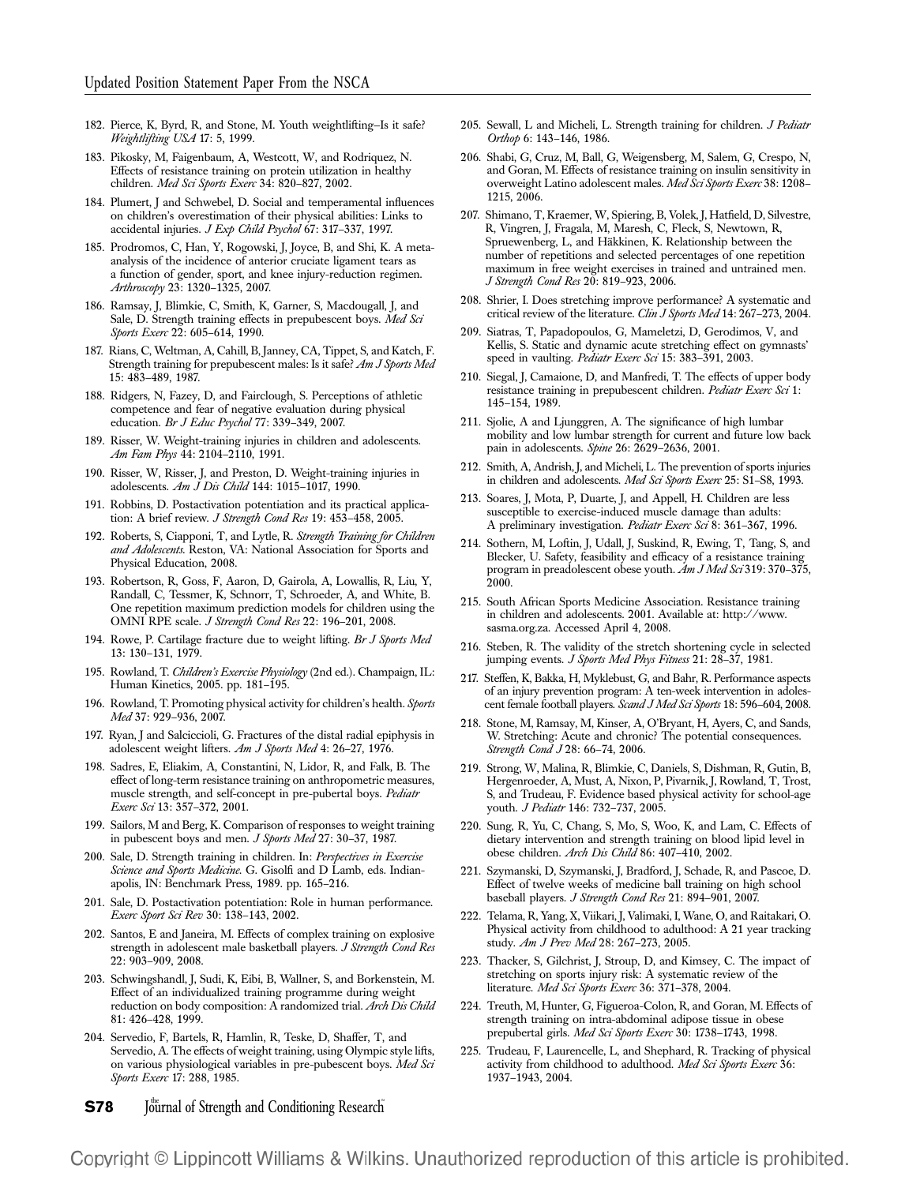182. Pierce, K, Byrd, R, and Stone, M. Youth weightlifting–Is it safe? *Weightlifting USA* 17: 5, 1999.
183. Pikosky, M, Faigenbaum, A, Westcott, W, and Rodriquez, N. Effects of resistance training on protein utilization in healthy children. *Med Sci Sports Exerc* 34: 820–827, 2002.
184. Plumert, J and Schwebel, D. Social and temperamental influences on children's overestimation of their physical abilities: Links to accidental injuries. *J Exp Child Psychol* 67: 317–337, 1997.
185. Prodromos, C, Han, Y, Rogowski, J, Joyce, B, and Shi, K. A meta-analysis of the incidence of anterior cruciate ligament tears as a function of gender, sport, and knee injury-reduction regimen. *Arthroscopy* 23: 1320–1325, 2007.
186. Ramsay, J, Blimkie, C, Smith, K, Garner, S, Macdougall, J, and Sale, D. Strength training effects in prepubescent boys. *Med Sci Sports Exerc* 22: 605–614, 1990.
187. Rians, C, Weltman, A, Cahill, B, Janney, CA, Tippet, S, and Katch, F. Strength training for prepubescent males: Is it safe? *Am J Sports Med* 15: 483–489, 1987.
188. Ridgers, N, Fazey, D, and Fairclough, S. Perceptions of athletic competence and fear of negative evaluation during physical education. *Br J Educ Psychol* 77: 339–349, 2007.
189. Risser, W. Weight-training injuries in children and adolescents. *Am Fam Phys* 44: 2104–2110, 1991.
190. Risser, W, Risser, J, and Preston, D. Weight-training injuries in adolescents. *Am J Dis Child* 144: 1015–1017, 1990.
191. Robbins, D. Postactivation potentiation and its practical application: A brief review. *J Strength Cond Res* 19: 453–458, 2005.
192. Roberts, S, Ciapponi, T, and Lytle, R. *Strength Training for Children and Adolescents.* Reston, VA: National Association for Sports and Physical Education, 2008.
193. Robertson, R, Goss, F, Aaron, D, Gairola, A, Lowallis, R, Liu, Y, Randall, C, Tessmer, K, Schnorr, T, Schroeder, A, and White, B. One repetition maximum prediction models for children using the OMNI RPE scale. *J Strength Cond Res* 22: 196–201, 2008.
194. Rowe, P. Cartilage fracture due to weight lifting. *Br J Sports Med* 13: 130–131, 1979.
195. Rowland, T. *Children's Exercise Physiology* (2nd ed.). Champaign, IL: Human Kinetics, 2005. pp. 181–195.
196. Rowland, T. Promoting physical activity for children's health. *Sports Med* 37: 929–936, 2007.
197. Ryan, J and Salciccioli, G. Fractures of the distal radial epiphysis in adolescent weight lifters. *Am J Sports Med* 4: 26–27, 1976.
198. Sadres, E, Eliakim, A, Constantini, N, Lidor, R, and Falk, B. The effect of long-term resistance training on anthropometric measures, muscle strength, and self-concept in pre-pubertal boys. *Pediatr Exerc Sci* 13: 357–372, 2001.
199. Sailors, M and Berg, K. Comparison of responses to weight training in pubescent boys and men. *J Sports Med* 27: 30–37, 1987.
200. Sale, D. Strength training in children. In: *Perspectives in Exercise Science and Sports Medicine.* G. Gisolfi and D Lamb, eds. Indianapolis, IN: Benchmark Press, 1989. pp. 165–216.
201. Sale, D. Postactivation potentiation: Role in human performance. *Exerc Sport Sci Rev* 30: 138–143, 2002.
202. Santos, E and Janeira, M. Effects of complex training on explosive strength in adolescent male basketball players. *J Strength Cond Res* 22: 903–909, 2008.
203. Schwingshandl, J, Sudi, K, Eibi, B, Wallner, S, and Borkenstein, M. Effect of an individualized training programme during weight reduction on body composition: A randomized trial. *Arch Dis Child* 81: 426–428, 1999.
204. Servedio, F, Bartels, R, Hamlin, R, Teske, D, Shaffer, T, and Servedio, A. The effects of weight training, using Olympic style lifts, on various physiological variables in pre-pubescent boys. *Med Sci Sports Exerc* 17: 288, 1985.
205. Sewall, L and Micheli, L. Strength training for children. *J Pediatr Orthop* 6: 143–146, 1986.
206. Shabi, G, Cruz, M, Ball, G, Weigensberg, M, Salem, G, Crespo, N, and Goran, M. Effects of resistance training on insulin sensitivity in overweight Latino adolescent males. *Med Sci Sports Exerc* 38: 1208–1215, 2006.
207. Shimano, T, Kraemer, W, Spiering, B, Volek, J, Hatfield, D, Silvestre, R, Vingren, J, Fragala, M, Maresh, C, Fleck, S, Newtown, R, Spruewenberg, L, and Häkkinen, K. Relationship between the number of repetitions and selected percentages of one repetition maximum in free weight exercises in trained and untrained men. *J Strength Cond Res* 20: 819–923, 2006.
208. Shrier, I. Does stretching improve performance? A systematic and critical review of the literature. *Clin J Sports Med* 14: 267–273, 2004.
209. Siatras, T, Papadopoulos, G, Mameletzi, D, Gerodimos, V, and Kellis, S. Static and dynamic acute stretching effect on gymnasts' speed in vaulting. *Pediatr Exerc Sci* 15: 383–391, 2003.
210. Siegal, J, Camaione, D, and Manfredi, T. The effects of upper body resistance training in prepubescent children. *Pediatr Exerc Sci* 1: 145–154, 1989.
211. Sjolie, A and Ljunggren, A. The significance of high lumbar mobility and low lumbar strength for current and future low back pain in adolescents. *Spine* 26: 2629–2636, 2001.
212. Smith, A, Andrish, J, and Micheli, L. The prevention of sports injuries in children and adolescents. *Med Sci Sports Exerc* 25: S1–S8, 1993.
213. Soares, J, Mota, P, Duarte, J, and Appell, H. Children are less susceptible to exercise-induced muscle damage than adults: A preliminary investigation. *Pediatr Exerc Sci* 8: 361–367, 1996.
214. Sothern, M, Loftin, J, Udall, J, Suskind, R, Ewing, T, Tang, S, and Blecker, U. Safety, feasibility and efficacy of a resistance training program in preadolescent obese youth. *Am J Med Sci* 319: 370–375, 2000.
215. South African Sports Medicine Association. Resistance training in children and adolescents. 2001. Available at: http://www.sasma.org.za. Accessed April 4, 2008.
216. Steben, R. The validity of the stretch shortening cycle in selected jumping events. *J Sports Med Phys Fitness* 21: 28–37, 1981.
217. Steffen, K, Bakka, H, Myklebust, G, and Bahr, R. Performance aspects of an injury prevention program: A ten-week intervention in adolescent female football players. *Scand J Med Sci Sports* 18: 596–604, 2008.
218. Stone, M, Ramsay, M, Kinser, A, O'Bryant, H, Ayers, C, and Sands, W. Stretching: Acute and chronic? The potential consequences. *Strength Cond J* 28: 66–74, 2006.
219. Strong, W, Malina, R, Blimkie, C, Daniels, S, Dishman, R, Gutin, B, Hergenroeder, A, Must, A, Nixon, P, Pivarnik, J, Rowland, T, Trost, S, and Trudeau, F. Evidence based physical activity for school-age youth. *J Pediatr* 146: 732–737, 2005.
220. Sung, R, Yu, C, Chang, S, Mo, S, Woo, K, and Lam, C. Effects of dietary intervention and strength training on blood lipid level in obese children. *Arch Dis Child* 86: 407–410, 2002.
221. Szymanski, D, Szymanski, J, Bradford, J, Schade, R, and Pascoe, D. Effect of twelve weeks of medicine ball training on high school baseball players. *J Strength Cond Res* 21: 894–901, 2007.
222. Telama, R, Yang, X, Viikari, J, Valimaki, I, Wane, O, and Raitakari, O. Physical activity from childhood to adulthood: A 21 year tracking study. *Am J Prev Med* 28: 267–273, 2005.
223. Thacker, S, Gilchrist, J, Stroup, D, and Kimsey, C. The impact of stretching on sports injury risk: A systematic review of the literature. *Med Sci Sports Exerc* 36: 371–378, 2004.
224. Treuth, M, Hunter, G, Figueroa-Colon, R, and Goran, M. Effects of strength training on intra-abdominal adipose tissue in obese prepubertal girls. *Med Sci Sports Exerc* 30: 1738–1743, 1998.
225. Trudeau, F, Laurencelle, L, and Shephard, R. Tracking of physical activity from childhood to adulthood. *Med Sci Sports Exerc* 36: 1937–1943, 2004.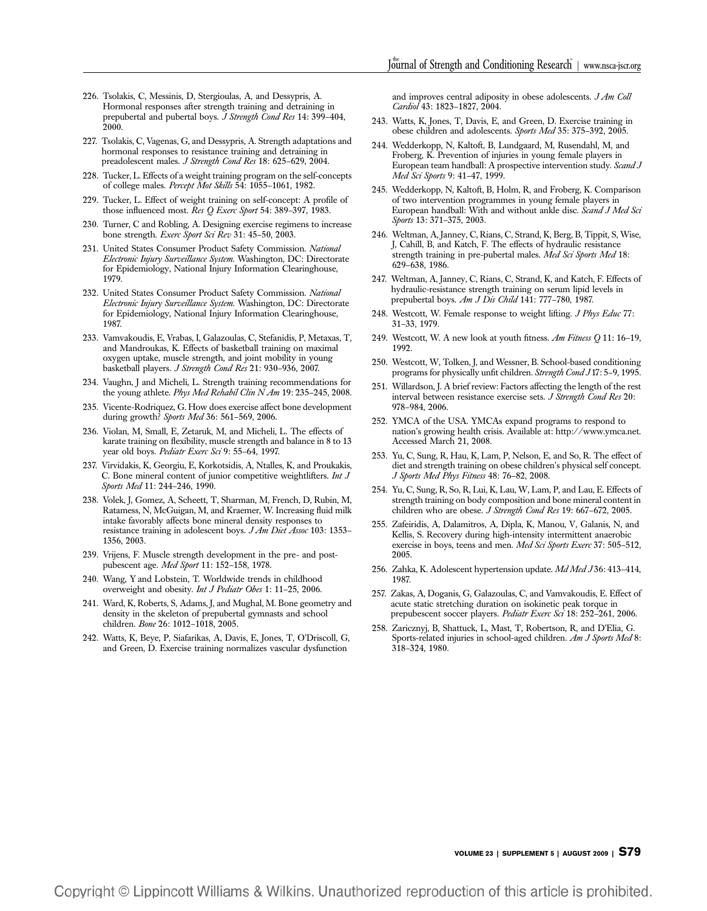226. Tsolakis, C, Messinis, D, Stergioulas, A, and Dessypris, A. Hormonal responses after strength training and detraining in prepubertal and pubertal boys. *J Strength Cond Res* 14: 399–404, 2000.

227. Tsolakis, C, Vagenas, G, and Dessypris, A. Strength adaptations and hormonal responses to resistance training and detraining in preadolescent males. *J Strength Cond Res* 18: 625–629, 2004.

228. Tucker, L. Effects of a weight training program on the self-concepts of college males. *Percept Mot Skills* 54: 1055–1061, 1982.

229. Tucker, L. Effect of weight training on self-concept: A profile of those influenced most. *Res Q Exerc Sport* 54: 389–397, 1983.

230. Turner, C and Robling, A. Designing exercise regimens to increase bone strength. *Exerc Sport Sci Rev* 31: 45–50, 2003.

231. United States Consumer Product Safety Commission. *National Electronic Injury Surveillance System.* Washington, DC: Directorate for Epidemiology, National Injury Information Clearinghouse, 1979.

232. United States Consumer Product Safety Commission. *National Electronic Injury Surveillance System.* Washington, DC: Directorate for Epidemiology, National Injury Information Clearinghouse, 1987.

233. Vamvakoudis, E, Vrabas, I, Galazoulas, C, Stefanidis, P, Metaxas, T, and Mandroukas, K. Effects of basketball training on maximal oxygen uptake, muscle strength, and joint mobility in young basketball players. *J Strength Cond Res* 21: 930–936, 2007.

234. Vaughn, J and Micheli, L. Strength training recommendations for the young athlete. *Phys Med Rehabil Clin N Am* 19: 235–245, 2008.

235. Vicente-Rodriquez, G. How does exercise affect bone development during growth? *Sports Med* 36: 561–569, 2006.

236. Violan, M, Small, E, Zetaruk, M, and Micheli, L. The effects of karate training on flexibility, muscle strength and balance in 8 to 13 year old boys. *Pediatr Exerc Sci* 9: 55–64, 1997.

237. Virvidakis, K, Georgiu, E, Korkotsidis, A, Ntalles, K, and Proukakis, C. Bone mineral content of junior competitive weightlifters. *Int J Sports Med* 11: 244–246, 1990.

238. Volek, J, Gomez, A, Scheett, T, Sharman, M, French, D, Rubin, M, Ratamess, N, McGuigan, M, and Kraemer, W. Increasing fluid milk intake favorably affects bone mineral density responses to resistance training in adolescent boys. *J Am Diet Assoc* 103: 1353–1356, 2003.

239. Vrijens, F. Muscle strength development in the pre- and post-pubescent age. *Med Sport* 11: 152–158, 1978.

240. Wang, Y and Lobstein, T. Worldwide trends in childhood overweight and obesity. *Int J Pediatr Obes* 1: 11–25, 2006.

241. Ward, K, Roberts, S, Adams, J, and Mughal, M. Bone geometry and density in the skeleton of prepubertal gymnasts and school children. *Bone* 26: 1012–1018, 2005.

242. Watts, K, Beye, P, Siafarikas, A, Davis, E, Jones, T, O'Driscoll, G, and Green, D. Exercise training normalizes vascular dysfunction and improves central adiposity in obese adolescents. *J Am Coll Cardiol* 43: 1823–1827, 2004.

243. Watts, K, Jones, T, Davis, E, and Green, D. Exercise training in obese children and adolescents. *Sports Med* 35: 375–392, 2005.

244. Wedderkopp, N, Kaltoft, B, Lundgaard, M, Rosendahl, M, and Froberg, K. Prevention of injuries in young female players in European team handball: A prospective intervention study. *Scand J Med Sci Sports* 9: 41–47, 1999.

245. Wedderkopp, N, Kaltoft, B, Holm, R, and Froberg, K. Comparison of two intervention programmes in young female players in European handball: With and without ankle disc. *Scand J Med Sci Sports* 13: 371–375, 2003.

246. Weltman, A, Janney, C, Rians, C, Strand, K, Berg, B, Tippit, S, Wise, J, Cahill, B, and Katch, F. The effects of hydraulic resistance strength training in pre-pubertal males. *Med Sci Sports Med* 18: 629–638, 1986.

247. Weltman, A, Janney, C, Rians, C, Strand, K, and Katch, F. Effects of hydraulic-resistance strength training on serum lipid levels in prepubertal boys. *Am J Dis Child* 141: 777–780, 1987.

248. Westcott, W. Female response to weight lifting. *J Phys Educ* 77: 31–33, 1979.

249. Westcott, W. A new look at youth fitness. *Am Fitness Q* 11: 16–19, 1992.

250. Westcott, W, Tolken, J, and Wessner, B. School-based conditioning programs for physically unfit children. *Strength Cond J* 17: 5–9, 1995.

251. Willardson, J. A brief review: Factors affecting the length of the rest interval between resistance exercise sets. *J Strength Cond Res* 20: 978–984, 2006.

252. YMCA of the USA. YMCAs expand programs to respond to nation's growing health crisis. Available at: http://www.ymca.net. Accessed March 21, 2008.

253. Yu, C, Sung, R, Hau, K, Lam, P, Nelson, E, and So, R. The effect of diet and strength training on obese children's physical self concept. *J Sports Med Phys Fitness* 48: 76–82, 2008.

254. Yu, C, Sung, R, So, R, Lui, K, Lau, W, Lam, P, and Lau, E. Effects of strength training on body composition and bone mineral content in children who are obese. *J Strength Cond Res* 19: 667–672, 2005.

255. Zafeiridis, A, Dalamitros, A, Dipla, K, Manou, V, Galanis, N, and Kellis, S. Recovery during high-intensity intermittent anaerobic exercise in boys, teens and men. *Med Sci Sports Exerc* 37: 505–512, 2005.

256. Zahka, K. Adolescent hypertension update. *Md Med J* 36: 413–414, 1987.

257. Zakas, A, Doganis, G, Galazoulas, C, and Vamvakoudis, E. Effect of acute static stretching duration on isokinetic peak torque in prepubescent soccer players. *Pediatr Exerc Sci* 18: 252–261, 2006.

258. Zaricznyj, B, Shattuck, L, Mast, T, Robertson, R, and D'Elia, G. Sports-related injuries in school-aged children. *Am J Sports Med* 8: 318–324, 1980.